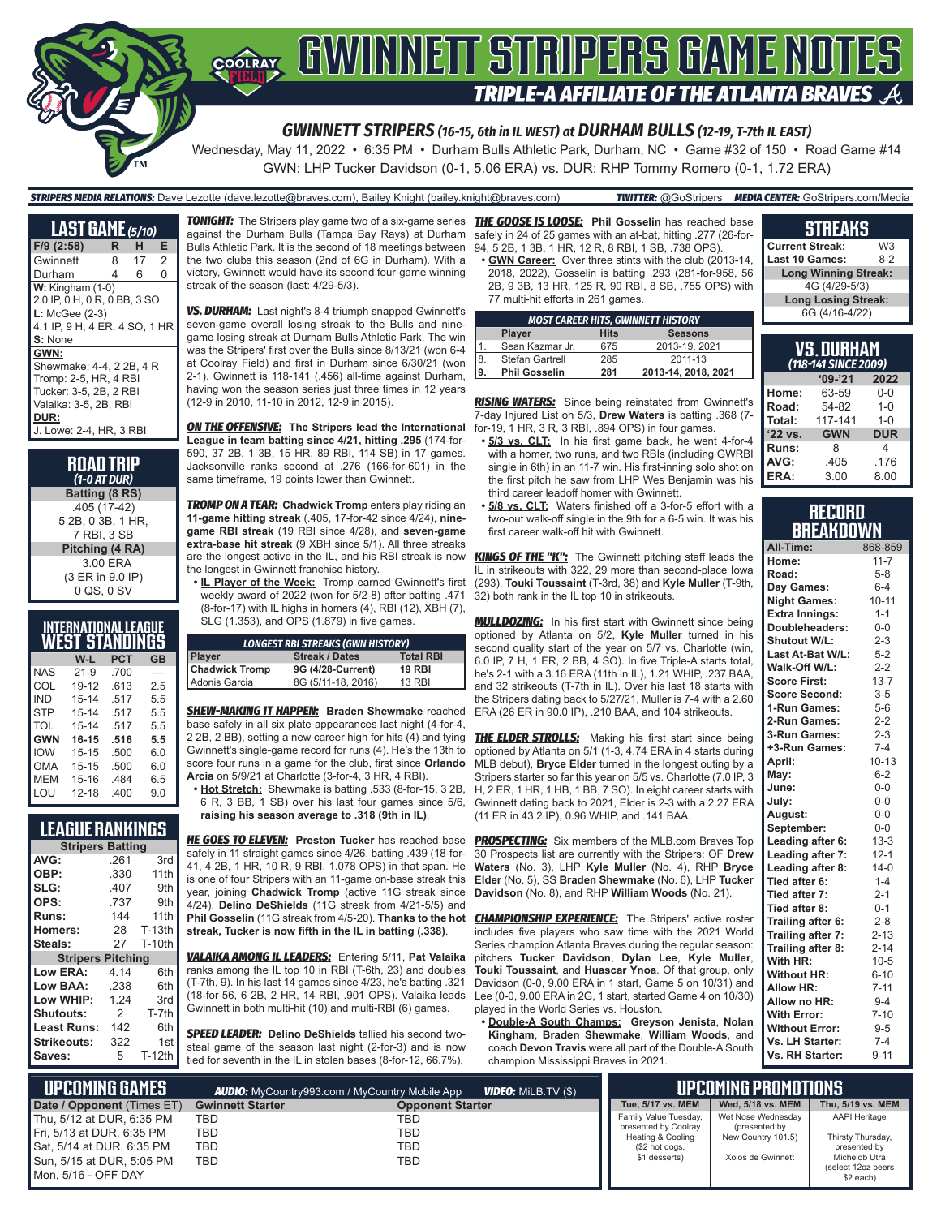# GWINNETT STRIPERS GAME NOTES

## TRIPLE-A AFFILIATE OF THE ATLANTA BRAVES

### GWINNETT STRIPERS (16-15, 6th in IL WEST) at DURHAM BULLS (12-19, T-7th IL EAST)

Wednesday, May 11, 2022 • 6:35 PM • Durham Bulls Athletic Park, Durham, NC • Game #32 of 150 • Road Game #14

GWN: LHP Tucker Davidson (0-1, 5.06 ERA) vs. DUR: RHP Tommy Romero (0-1, 1.72 ERA)

**STRIPERS MEDIA RELATIONS:** Dave Lezotte (dave.lezotte@braves.com), Bailey Knight (bailey.knight@braves.com) **TWITTER:** @GoStripers **MEDIA CENTER:** GoStripers.com/Media

## LAST GAME (5/10)

| F/9 (2:58) | R | H | E |
|---|---|---|---|
| Gwinnett | 8 | 17 | 2 |
| Durham | 4 | 6 | 0 |

**W:** Kingham (1-0)
2.0 IP, 0 H, 0 R, 0 BB, 3 SO

**L:** McGee (2-3)
4.1 IP, 9 H, 4 ER, 4 SO, 1 HR

**S:** None

**GWN:**
Shewmake: 4-4, 2 2B, 4 R
Tromp: 2-5, HR, 4 RBI
Tucker: 3-5, 2B, 2 RBI
Valaika: 3-5, 2B, RBI

**DUR:**
J. Lowe: 2-4, HR, 3 RBI

## ROAD TRIP
*(1-0 AT DUR)*

**Batting (8 RS)**
.405 (17-42)
5 2B, 0 3B, 1 HR,
7 RBI, 3 SB

**Pitching (4 RA)**
3.00 ERA
(3 ER in 9.0 IP)
0 QS, 0 SV

## INTERNATIONAL LEAGUE WEST STANDINGS

| | W-L | PCT | GB |
|---|---|---|---|
| NAS | 21-9 | .700 | --- |
| COL | 19-12 | .613 | 2.5 |
| IND | 15-14 | .517 | 5.5 |
| STP | 15-14 | .517 | 5.5 |
| TOL | 15-14 | .517 | 5.5 |
| **GWN** | **16-15** | **.516** | **5.5** |
| IOW | 15-15 | .500 | 6.0 |
| OMA | 15-15 | .500 | 6.0 |
| MEM | 15-16 | .484 | 6.5 |
| LOU | 12-18 | .400 | 9.0 |

## LEAGUE RANKINGS

| Stripers Batting | | |
|---|---|---|
| AVG: | .261 | 3rd |
| OBP: | .330 | 11th |
| SLG: | .407 | 9th |
| OPS: | .737 | 9th |
| Runs: | 144 | 11th |
| Homers: | 28 | T-13th |
| Steals: | 27 | T-10th |
| **Stripers Pitching** | | |
| Low ERA: | 4.14 | 6th |
| Low BAA: | .238 | 6th |
| Low WHIP: | 1.24 | 3rd |
| Shutouts: | 2 | T-7th |
| Least Runs: | 142 | 6th |
| Strikeouts: | 322 | 1st |
| Saves: | 5 | T-12th |

**TONIGHT:** The Stripers play game two of a six-game series against the Durham Bulls (Tampa Bay Rays) at Durham Bulls Athletic Park. It is the second of 18 meetings between the two clubs this season (2nd of 6G in Durham). With a victory, Gwinnett would have its second four-game winning streak of the season (last: 4/29-5/3).

**VS. DURHAM:** Last night's 8-4 triumph snapped Gwinnett's seven-game overall losing streak to the Bulls and nine-game losing streak at Durham Bulls Athletic Park. The win was the Stripers' first over the Bulls since 8/13/21 (won 6-4 at Coolray Field) and first in Durham since 6/30/21 (won 2-1). Gwinnett is 118-141 (.456) all-time against Durham, having won the season series just three times in 12 years (12-9 in 2010, 11-10 in 2012, 12-9 in 2015).

**ON THE OFFENSIVE:** **The Stripers lead the International League in team batting since 4/21, hitting .295** (174-for-590, 37 2B, 1 3B, 15 HR, 89 RBI, 114 SB) in 17 games. Jacksonville ranks second at .276 (166-for-601) in the same timeframe, 19 points lower than Gwinnett.

**TROMP ON A TEAR:** **Chadwick Tromp** enters play riding an **11-game hitting streak** (.405, 17-for-42 since 4/24), **nine-game RBI streak** (19 RBI since 4/28), and **seven-game extra-base hit streak** (9 XBH since 5/1). All three streaks are the longest active in the IL, and his RBI streak is now the longest in Gwinnett franchise history.

- **IL Player of the Week:** Tromp earned Gwinnett's first weekly award of 2022 (won for 5/2-8) after batting .471 (8-for-17) with IL highs in homers (4), RBI (12), XBH (7), SLG (1.353), and OPS (1.879) in five games.

| LONGEST RBI STREAKS (GWN HISTORY) | | |
|---|---|---|
| **Player** | **Streak / Dates** | **Total RBI** |
| **Chadwick Tromp** | **9G (4/28-Current)** | **19 RBI** |
| Adonis Garcia | 8G (5/11-18, 2016) | 13 RBI |

**SHEW-MAKING IT HAPPEN:** **Braden Shewmake** reached base safely in all six plate appearances last night (4-for-4, 2 2B, 2 BB), setting a new career high for hits (4) and tying Gwinnett's single-game record for runs (4). He's the 13th to score four runs in a game for the club, first since **Orlando Arcia** on 5/9/21 at Charlotte (3-for-4, 3 HR, 4 RBI).

- **Hot Stretch:** Shewmake is batting .533 (8-for-15, 3 2B, 6 R, 3 BB, 1 SB) over his last four games since 5/6, **raising his season average to .318 (9th in IL)**.

**HE GOES TO ELEVEN:** **Preston Tucker** has reached base safely in 11 straight games since 4/26, batting .439 (18-for-41, 4 2B, 1 HR, 10 R, 9 RBI, 1.078 OPS) in that span. He is one of four Stripers with an 11-game on-base streak this year, joining **Chadwick Tromp** (active 11G streak since 4/24), **Delino DeShields** (11G streak from 4/21-5/5) and **Phil Gosselin** (11G streak from 4/5-20). **Thanks to the hot streak, Tucker is now fifth in the IL in batting (.338)**.

**VALAIKA AMONG IL LEADERS:** Entering 5/11, **Pat Valaika** ranks among the IL top 10 in RBI (T-6th, 23) and doubles (T-7th, 9). In his last 14 games since 4/23, he's batting .321 (18-for-56, 6 2B, 2 HR, 14 RBI, .901 OPS). Valaika leads Gwinnett in both multi-hit (10) and multi-RBI (6) games.

**SPEED LEADER:** **Delino DeShields** tallied his second two-steal game of the season last night (2-for-3) and is now tied for seventh in the IL in stolen bases (8-for-12, 66.7%).

**THE GOOSE IS LOOSE:** **Phil Gosselin** has reached base safely in 24 of 25 games with an at-bat, hitting .277 (26-for-94, 5 2B, 1 3B, 1 HR, 12 R, 8 RBI, 1 SB, .738 OPS).

- **GWN Career:** Over three stints with the club (2013-14, 2018, 2022), Gosselin is batting .293 (281-for-958, 56 2B, 9 3B, 13 HR, 125 R, 90 RBI, 8 SB, .755 OPS) with 77 multi-hit efforts in 261 games.

| MOST CAREER HITS, GWINNETT HISTORY | | | |
|---|---|---|---|
| | **Player** | **Hits** | **Seasons** |
| 1. | Sean Kazmar Jr. | 675 | 2013-19, 2021 |
| 8. | Stefan Gartrell | 285 | 2011-13 |
| **9.** | **Phil Gosselin** | **281** | **2013-14, 2018, 2021** |

**RISING WATERS:** Since being reinstated from Gwinnett's 7-day Injured List on 5/3, **Drew Waters** is batting .368 (7-for-19, 1 HR, 3 R, 3 RBI, .894 OPS) in four games.

- **5/3 vs. CLT:** In his first game back, he went 4-for-4 with a homer, two runs, and two RBIs (including GWRBI single in 6th) in an 11-7 win. His first-inning solo shot on the first pitch he saw from LHP Wes Benjamin was his third career leadoff homer with Gwinnett.
- **5/8 vs. CLT:** Waters finished off a 3-for-5 effort with a two-out walk-off single in the 9th for a 6-5 win. It was his first career walk-off hit with Gwinnett.

**KINGS OF THE "K":** The Gwinnett pitching staff leads the IL in strikeouts with 322, 29 more than second-place Iowa (293). **Touki Toussaint** (T-3rd, 38) and **Kyle Muller** (T-9th, 32) both rank in the IL top 10 in strikeouts.

**MULLDOZING:** In his first start with Gwinnett since being optioned by Atlanta on 5/2, **Kyle Muller** turned in his second quality start of the year on 5/7 vs. Charlotte (win, 6.0 IP, 7 H, 1 ER, 2 BB, 4 SO). In five Triple-A starts total, he's 2-1 with a 3.16 ERA (11th in IL), 1.21 WHIP, .237 BAA, and 32 strikeouts (T-7th in IL). Over his last 18 starts with the Stripers dating back to 5/27/21, Muller is 7-4 with a 2.60 ERA (26 ER in 90.0 IP), .210 BAA, and 104 strikeouts.

**THE ELDER STROLLS:** Making his first start since being optioned by Atlanta on 5/1 (1-3, 4.74 ERA in 4 starts during MLB debut), **Bryce Elder** turned in the longest outing by a Stripers starter so far this year on 5/5 vs. Charlotte (7.0 IP, 3 H, 2 ER, 1 HR, 1 HB, 1 BB, 7 SO). In eight career starts with Gwinnett dating back to 2021, Elder is 2-3 with a 2.27 ERA (11 ER in 43.2 IP), 0.96 WHIP, and .141 BAA.

**PROSPECTING:** Six members of the MLB.com Braves Top 30 Prospects list are currently with the Stripers: OF **Drew Waters** (No. 3), LHP **Kyle Muller** (No. 4), RHP **Bryce Elder** (No. 5), SS **Braden Shewmake** (No. 6), LHP **Tucker Davidson** (No. 8), and RHP **William Woods** (No. 21).

**CHAMPIONSHIP EXPERIENCE:** The Stripers' active roster includes five players who saw time with the 2021 World Series champion Atlanta Braves during the regular season: pitchers **Tucker Davidson**, **Dylan Lee**, **Kyle Muller**, **Touki Toussaint**, and **Huascar Ynoa**. Of that group, only Davidson (0-0, 9.00 ERA in 1 start, Game 5 on 10/31) and Lee (0-0, 9.00 ERA in 1G, 1 start, started Game 4 on 10/30) played in the World Series vs. Houston.

- **Double-A South Champs:** **Greyson Jenista**, **Nolan Kingham**, **Braden Shewmake**, **William Woods**, and coach **Devon Travis** were all part of the Double-A South champion Mississippi Braves in 2021.

## STREAKS

| | |
|---|---|
| Current Streak: | W3 |
| Last 10 Games: | 8-2 |
| **Long Winning Streak:** | |
| 4G (4/29-5/3) | |
| **Long Losing Streak:** | |
| 6G (4/16-4/22) | |

## VS. DURHAM
*(118-141 SINCE 2009)*

| | '09-'21 | 2022 |
|---|---|---|
| Home: | 63-59 | 0-0 |
| Road: | 54-82 | 1-0 |
| Total: | 117-141 | 1-0 |
| '22 vs. | GWN | DUR |
| Runs: | 8 | 4 |
| AVG: | .405 | .176 |
| ERA: | 3.00 | 8.00 |

## RECORD BREAKDOWN

| | |
|---|---|
| All-Time: | 868-859 |
| Home: | 11-7 |
| Road: | 5-8 |
| Day Games: | 6-4 |
| Night Games: | 10-11 |
| Extra Innings: | 1-1 |
| Doubleheaders: | 0-0 |
| Shutout W/L: | 2-3 |
| Last At-Bat W/L: | 5-2 |
| Walk-Off W/L: | 2-2 |
| Score First: | 13-7 |
| Score Second: | 3-5 |
| 1-Run Games: | 5-6 |
| 2-Run Games: | 2-2 |
| 3-Run Games: | 2-3 |
| +3-Run Games: | 7-4 |
| April: | 10-13 |
| May: | 6-2 |
| June: | 0-0 |
| July: | 0-0 |
| August: | 0-0 |
| September: | 0-0 |
| Leading after 6: | 13-3 |
| Leading after 7: | 12-1 |
| Leading after 8: | 14-0 |
| Tied after 6: | 1-4 |
| Tied after 7: | 2-1 |
| Tied after 8: | 0-1 |
| Trailing after 6: | 2-8 |
| Trailing after 7: | 2-13 |
| Trailing after 8: | 2-14 |
| With HR: | 10-5 |
| Without HR: | 6-10 |
| Allow HR: | 7-11 |
| Allow no HR: | 9-4 |
| With Error: | 7-10 |
| Without Error: | 9-5 |
| Vs. LH Starter: | 7-4 |
| Vs. RH Starter: | 9-11 |

## UPCOMING GAMES

**AUDIO:** MyCountry993.com / MyCountry Mobile App **VIDEO:** MiLB.TV ($)

| Date / Opponent (Times ET) | Gwinnett Starter | Opponent Starter |
|---|---|---|
| Thu, 5/12 at DUR, 6:35 PM | TBD | TBD |
| Fri, 5/13 at DUR, 6:35 PM | TBD | TBD |
| Sat, 5/14 at DUR, 6:35 PM | TBD | TBD |
| Sun, 5/15 at DUR, 5:05 PM | TBD | TBD |
| Mon, 5/16 - OFF DAY | | |

## UPCOMING PROMOTIONS

| Tue, 5/17 vs. MEM | Wed, 5/18 vs. MEM | Thu, 5/19 vs. MEM |
|---|---|---|
| Family Value Tuesday, presented by Coolray Heating & Cooling ($2 hot dogs, $1 desserts) | Wet Nose Wednesday (presented by New Country 101.5) Xolos de Gwinnett | AAPI Heritage Thirsty Thursday, presented by Michelob Utra (select 12oz beers $2 each) |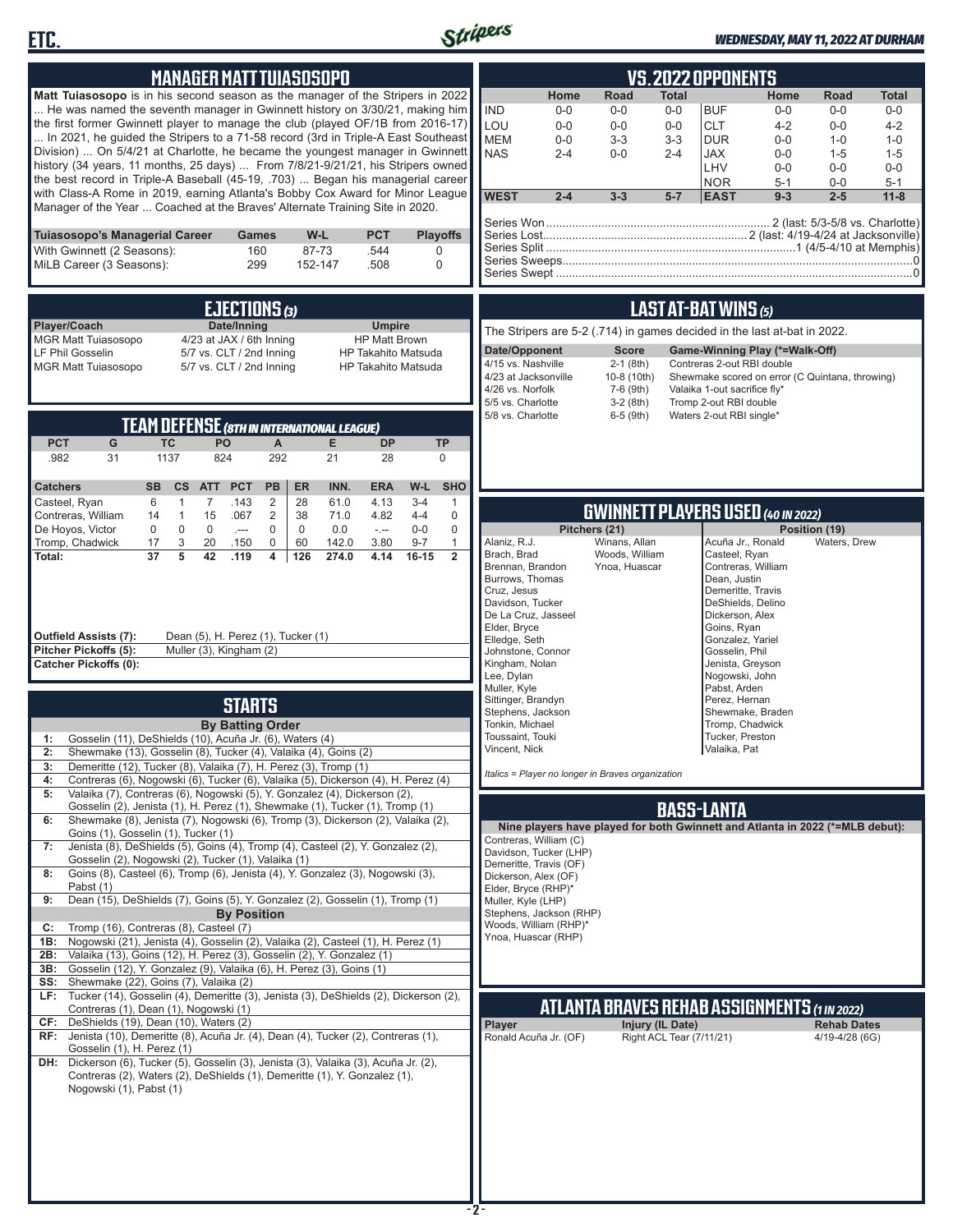## MANAGER MATT TUIASOSOPO

**Matt Tuiasosopo** is in his second season as the manager of the Stripers in 2022 ... He was named the seventh manager in Gwinnett history on 3/30/21, making him the first former Gwinnett player to manage the club (played OF/1B from 2016-17) ... In 2021, he guided the Stripers to a 71-58 record (3rd in Triple-A East Southeast Division) ... On 5/4/21 at Charlotte, he became the youngest manager in Gwinnett history (34 years, 11 months, 25 days) ... From 7/8/21-9/21/21, his Stripers owned the best record in Triple-A Baseball (45-19, .703) ... Began his managerial career with Class-A Rome in 2019, earning Atlanta's Bobby Cox Award for Minor League Manager of the Year ... Coached at the Braves' Alternate Training Site in 2020.

| Tuiasosopo's Managerial Career | Games | W-L | PCT | Playoffs |
|---|---|---|---|---|
| With Gwinnett (2 Seasons): | 160 | 87-73 | .544 | 0 |
| MiLB Career (3 Seasons): | 299 | 152-147 | .508 | 0 |

## EJECTIONS (3)

| Player/Coach | Date/Inning | Umpire |
|---|---|---|
| MGR Matt Tuiasosopo | 4/23 at JAX / 6th Inning | HP Matt Brown |
| LF Phil Gosselin | 5/7 vs. CLT / 2nd Inning | HP Takahito Matsuda |
| MGR Matt Tuiasosopo | 5/7 vs. CLT / 2nd Inning | HP Takahito Matsuda |

## TEAM DEFENSE (8TH IN INTERNATIONAL LEAGUE)

| PCT | G | TC | PO | A | E | DP | TP |
|---|---|---|---|---|---|---|---|
| .982 | 31 | 1137 | 824 | 292 | 21 | 28 | 0 |

| Catchers | SB | CS | ATT | PCT | PB | ER | INN. | ERA | W-L | SHO |
|---|---|---|---|---|---|---|---|---|---|---|
| Casteel, Ryan | 6 | 1 | 7 | .143 | 2 | 28 | 61.0 | 4.13 | 3-4 | 1 |
| Contreras, William | 14 | 1 | 15 | .067 | 2 | 38 | 71.0 | 4.82 | 4-4 | 0 |
| De Hoyos, Victor | 0 | 0 | 0 | .--- | 0 | 0 | 0.0 | -.-- | 0-0 | 0 |
| Tromp, Chadwick | 17 | 3 | 20 | .150 | 0 | 60 | 142.0 | 3.80 | 9-7 | 1 |
| **Total:** | **37** | **5** | **42** | **.119** | **4** | **126** | **274.0** | **4.14** | **16-15** | **2** |

**Outfield Assists (7):** Dean (5), H. Perez (1), Tucker (1)
**Pitcher Pickoffs (5):** Muller (3), Kingham (2)
**Catcher Pickoffs (0):**

## STARTS

**By Batting Order**

1: Gosselin (11), DeShields (10), Acuña Jr. (6), Waters (4)
2: Shewmake (13), Gosselin (8), Tucker (4), Valaika (4), Goins (2)
3: Demeritte (12), Tucker (8), Valaika (7), H. Perez (3), Tromp (1)
4: Contreras (6), Nogowski (6), Tucker (6), Valaika (5), Dickerson (4), H. Perez (4)
5: Valaika (7), Contreras (6), Nogowski (5), Y. Gonzalez (4), Dickerson (2), Gosselin (2), Jenista (1), H. Perez (1), Shewmake (1), Tucker (1), Tromp (1)
6: Shewmake (8), Jenista (7), Nogowski (6), Tromp (3), Dickerson (2), Valaika (2), Goins (1), Gosselin (1), Tucker (1)
7: Jenista (8), DeShields (5), Goins (4), Tromp (4), Casteel (2), Y. Gonzalez (2), Gosselin (2), Nogowski (2), Tucker (1), Valaika (1)
8: Goins (8), Casteel (6), Tromp (6), Jenista (4), Y. Gonzalez (3), Nogowski (3), Pabst (1)
9: Dean (15), DeShields (7), Goins (5), Y. Gonzalez (2), Gosselin (1), Tromp (1)

**By Position**

C: Tromp (16), Contreras (8), Casteel (7)
1B: Nogowski (21), Jenista (4), Gosselin (2), Valaika (2), Casteel (1), H. Perez (1)
2B: Valaika (13), Goins (12), H. Perez (3), Gosselin (2), Y. Gonzalez (1)
3B: Gosselin (12), Y. Gonzalez (9), Valaika (6), H. Perez (3), Goins (1)
SS: Shewmake (22), Goins (7), Valaika (2)
LF: Tucker (14), Gosselin (4), Demeritte (3), Jenista (3), DeShields (2), Dickerson (2), Contreras (1), Dean (1), Nogowski (1)
CF: DeShields (19), Dean (10), Waters (2)
RF: Jenista (10), Demeritte (8), Acuña Jr. (4), Dean (4), Tucker (2), Contreras (1), Gosselin (1), H. Perez (1)
DH: Dickerson (6), Tucker (5), Gosselin (3), Jenista (3), Valaika (3), Acuña Jr. (2), Contreras (2), Waters (2), DeShields (1), Demeritte (1), Y. Gonzalez (1), Nogowski (1), Pabst (1)

## VS. 2022 OPPONENTS

| | Home | Road | Total | | Home | Road | Total |
|---|---|---|---|---|---|---|---|
| IND | 0-0 | 0-0 | 0-0 | BUF | 0-0 | 0-0 | 0-0 |
| LOU | 0-0 | 0-0 | 0-0 | CLT | 4-2 | 0-0 | 4-2 |
| MEM | 0-0 | 3-3 | 3-3 | DUR | 0-0 | 1-0 | 1-0 |
| NAS | 2-4 | 0-0 | 2-4 | JAX | 0-0 | 1-5 | 1-5 |
| | | | | LHV | 0-0 | 0-0 | 0-0 |
| | | | | NOR | 5-1 | 0-0 | 5-1 |
| **WEST** | **2-4** | **3-3** | **5-7** | **EAST** | **9-3** | **2-5** | **11-8** |

Series Won: 2 (last: 5/3-5/8 vs. Charlotte)
Series Lost: 2 (last: 4/19-4/24 at Jacksonville)
Series Split: 1 (4/5-4/10 at Memphis)
Series Sweeps: 0
Series Swept: 0

## LAST AT-BAT WINS (5)

The Stripers are 5-2 (.714) in games decided in the last at-bat in 2022.

| Date/Opponent | Score | Game-Winning Play (*=Walk-Off) |
|---|---|---|
| 4/15 vs. Nashville | 2-1 (8th) | Contreras 2-out RBI double |
| 4/23 at Jacksonville | 10-8 (10th) | Shewmake scored on error (C Quintana, throwing) |
| 4/26 vs. Norfolk | 7-6 (9th) | Valaika 1-out sacrifice fly* |
| 5/5 vs. Charlotte | 3-2 (8th) | Tromp 2-out RBI double |
| 5/8 vs. Charlotte | 6-5 (9th) | Waters 2-out RBI single* |

## GWINNETT PLAYERS USED (40 IN 2022)

**Pitchers (21):** Alaniz, R.J.; Brach, Brad; Brennan, Brandon; Burrows, Thomas; Cruz, Jesus; Davidson, Tucker; De La Cruz, Jasseel; Elder, Bryce; Elledge, Seth; Johnstone, Connor; Kingham, Nolan; Lee, Dylan; Muller, Kyle; Sittinger, Brandyn; Stephens, Jackson; Tonkin, Michael; Toussaint, Touki; Vincent, Nick; Winans, Allan; Woods, William; Ynoa, Huascar

**Position (19):** Acuña Jr., Ronald; Casteel, Ryan; Contreras, William; Dean, Justin; Demeritte, Travis; DeShields, Delino; Dickerson, Alex; Goins, Ryan; Gonzalez, Yariel; Gosselin, Phil; Jenista, Greyson; Nogowski, John; Pabst, Arden; Perez, Hernan; Shewmake, Braden; Tromp, Chadwick; Tucker, Preston; Valaika, Pat; Waters, Drew

*Italics = Player no longer in Braves organization*

## BASS-LANTA

**Nine players have played for both Gwinnett and Atlanta in 2022 (*=MLB debut):**

Contreras, William (C)
Davidson, Tucker (LHP)
Demeritte, Travis (OF)
Dickerson, Alex (OF)
Elder, Bryce (RHP)*
Muller, Kyle (LHP)
Stephens, Jackson (RHP)
Woods, William (RHP)*
Ynoa, Huascar (RHP)

## ATLANTA BRAVES REHAB ASSIGNMENTS (1 IN 2022)

| Player | Injury (IL Date) | Rehab Dates |
|---|---|---|
| Ronald Acuña Jr. (OF) | Right ACL Tear (7/11/21) | 4/19-4/28 (6G) |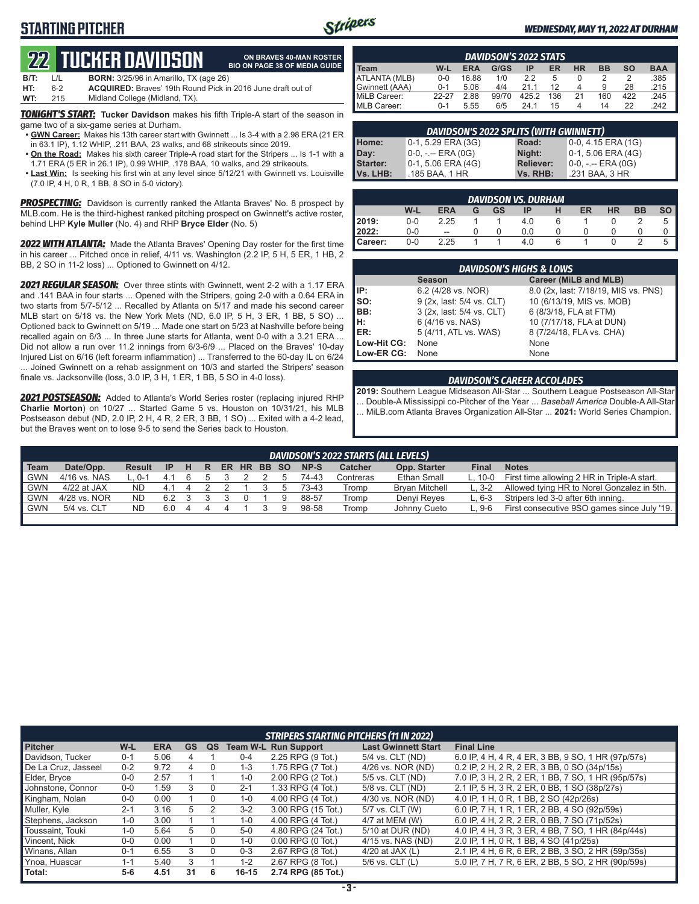## STARTING PITCHER

*WEDNESDAY, MAY 11, 2022 AT DURHAM*

# 22 TUCKER DAVIDSON

**ON BRAVES 40-MAN ROSTER**
**BIO ON PAGE 38 OF MEDIA GUIDE**

| | | |
|---|---|---|
| **B/T:** | L/L | **BORN:** 3/25/96 in Amarillo, TX (age 26) |
| **HT:** | 6-2 | **ACQUIRED:** Braves' 19th Round Pick in 2016 June draft out of |
| **WT:** | 215 | Midland College (Midland, TX). |

***TONIGHT'S START:*** **Tucker Davidson** makes his fifth Triple-A start of the season in game two of a six-game series at Durham.

- **GWN Career:** Makes his 13th career start with Gwinnett ... Is 3-4 with a 2.98 ERA (21 ER in 63.1 IP), 1.12 WHIP, .211 BAA, 23 walks, and 68 strikeouts since 2019.
- **On the Road:** Makes his sixth career Triple-A road start for the Stripers ... Is 1-1 with a 1.71 ERA (5 ER in 26.1 IP), 0.99 WHIP, .178 BAA, 10 walks, and 29 strikeouts.
- **Last Win:** Is seeking his first win at any level since 5/12/21 with Gwinnett vs. Louisville (7.0 IP, 4 H, 0 R, 1 BB, 8 SO in 5-0 victory).

***PROSPECTING:*** Davidson is currently ranked the Atlanta Braves' No. 8 prospect by MLB.com. He is the third-highest ranked pitching prospect on Gwinnett's active roster, behind LHP **Kyle Muller** (No. 4) and RHP **Bryce Elder** (No. 5)

***2022 WITH ATLANTA:*** Made the Atlanta Braves' Opening Day roster for the first time in his career ... Pitched once in relief, 4/11 vs. Washington (2.2 IP, 5 H, 5 ER, 1 HB, 2 BB, 2 SO in 11-2 loss) ... Optioned to Gwinnett on 4/12.

***2021 REGULAR SEASON:*** Over three stints with Gwinnett, went 2-2 with a 1.17 ERA and .141 BAA in four starts ... Opened with the Stripers, going 2-0 with a 0.64 ERA in two starts from 5/7-5/12 ... Recalled by Atlanta on 5/17 and made his second career MLB start on 5/18 vs. the New York Mets (ND, 6.0 IP, 5 H, 3 ER, 1 BB, 5 SO) ... Optioned back to Gwinnett on 5/19 ... Made one start on 5/23 at Nashville before being recalled again on 6/3 ... In three June starts for Atlanta, went 0-0 with a 3.21 ERA ... Did not allow a run over 11.2 innings from 6/3-6/9 ... Placed on the Braves' 10-day Injured List on 6/16 (left forearm inflammation) ... Transferred to the 60-day IL on 6/24 ... Joined Gwinnett on a rehab assignment on 10/3 and started the Stripers' season finale vs. Jacksonville (loss, 3.0 IP, 3 H, 1 ER, 1 BB, 5 SO in 4-0 loss).

***2021 POSTSEASON:*** Added to Atlanta's World Series roster (replacing injured RHP **Charlie Morton**) on 10/27 ... Started Game 5 vs. Houston on 10/31/21, his MLB Postseason debut (ND, 2.0 IP, 2 H, 4 R, 2 ER, 3 BB, 1 SO) ... Exited with a 4-2 lead, but the Braves went on to lose 9-5 to send the Series back to Houston.

### DAVIDSON'S 2022 STATS

| Team | W-L | ERA | G/GS | IP | ER | HR | BB | SO | BAA |
|---|---|---|---|---|---|---|---|---|---|
| ATLANTA (MLB) | 0-0 | 16.88 | 1/0 | 2.2 | 5 | 0 | 2 | 2 | .385 |
| Gwinnett (AAA) | 0-1 | 5.06 | 4/4 | 21.1 | 12 | 4 | 9 | 28 | .215 |
| MiLB Career: | 22-27 | 2.88 | 99/70 | 425.2 | 136 | 21 | 160 | 422 | .245 |
| MLB Career: | 0-1 | 5.55 | 6/5 | 24.1 | 15 | 4 | 14 | 22 | .242 |

### DAVIDSON'S 2022 SPLITS (WITH GWINNETT)

| | | | |
|---|---|---|---|
| **Home:** | 0-1, 5.29 ERA (3G) | **Road:** | 0-0, 4.15 ERA (1G) |
| **Day:** | 0-0, -.-- ERA (0G) | **Night:** | 0-1, 5.06 ERA (4G) |
| **Starter:** | 0-1, 5.06 ERA (4G) | **Reliever:** | 0-0, -.-- ERA (0G) |
| **Vs. LHB:** | .185 BAA, 1 HR | **Vs. RHB:** | .231 BAA, 3 HR |

### DAVIDSON VS. DURHAM

| | W-L | ERA | G | GS | IP | H | ER | HR | BB | SO |
|---|---|---|---|---|---|---|---|---|---|---|
| **2019:** | 0-0 | 2.25 | 1 | 1 | 4.0 | 6 | 1 | 0 | 2 | 5 |
| **2022:** | 0-0 | -- | 0 | 0 | 0.0 | 0 | 0 | 0 | 0 | 0 |
| **Career:** | 0-0 | 2.25 | 1 | 1 | 4.0 | 6 | 1 | 0 | 2 | 5 |

### DAVIDSON'S HIGHS & LOWS

| | Season | Career (MiLB and MLB) |
|---|---|---|
| **IP:** | 6.2 (4/28 vs. NOR) | 8.0 (2x, last: 7/18/19, MIS vs. PNS) |
| **SO:** | 9 (2x, last: 5/4 vs. CLT) | 10 (6/13/19, MIS vs. MOB) |
| **BB:** | 3 (2x, last: 5/4 vs. CLT) | 6 (8/3/18, FLA at FTM) |
| **H:** | 6 (4/16 vs. NAS) | 10 (7/17/18, FLA at DUN) |
| **ER:** | 5 (4/11, ATL vs. WAS) | 8 (7/24/18, FLA vs. CHA) |
| **Low-Hit CG:** | None | None |
| **Low-ER CG:** | None | None |

### DAVIDSON'S CAREER ACCOLADES

**2019:** Southern League Midseason All-Star ... Southern League Postseason All-Star ... Double-A Mississippi co-Pitcher of the Year ... *Baseball America* Double-A All-Star ... MiLB.com Atlanta Braves Organization All-Star ... **2021:** World Series Champion.

### DAVIDSON'S 2022 STARTS (ALL LEVELS)

| Team | Date/Opp. | Result | IP | H | R | ER | HR | BB | SO | NP-S | Catcher | Opp. Starter | Final | Notes |
|---|---|---|---|---|---|---|---|---|---|---|---|---|---|---|
| GWN | 4/16 vs. NAS | L, 0-1 | 4.1 | 6 | 5 | 3 | 2 | 2 | 5 | 74-43 | Contreras | Ethan Small | L, 10-0 | First time allowing 2 HR in Triple-A start. |
| GWN | 4/22 at JAX | ND | 4.1 | 4 | 2 | 2 | 1 | 3 | 5 | 73-43 | Tromp | Bryan Mitchell | L, 3-2 | Allowed tying HR to Norel Gonzalez in 5th. |
| GWN | 4/28 vs. NOR | ND | 6.2 | 3 | 3 | 3 | 0 | 1 | 9 | 88-57 | Tromp | Denyi Reyes | L, 6-3 | Stripers led 3-0 after 6th inning. |
| GWN | 5/4 vs. CLT | ND | 6.0 | 4 | 4 | 4 | 1 | 3 | 9 | 98-58 | Tromp | Johnny Cueto | L, 9-6 | First consecutive 9SO games since July '19. |

### STRIPERS STARTING PITCHERS (11 IN 2022)

| Pitcher | W-L | ERA | GS | QS | Team W-L | Run Support | Last Gwinnett Start | Final Line |
|---|---|---|---|---|---|---|---|---|
| Davidson, Tucker | 0-1 | 5.06 | 4 | 1 | 0-4 | 2.25 RPG (9 Tot.) | 5/4 vs. CLT (ND) | 6.0 IP, 4 H, 4 R, 4 ER, 3 BB, 9 SO, 1 HR (97p/57s) |
| De La Cruz, Jasseel | 0-2 | 9.72 | 4 | 0 | 1-3 | 1.75 RPG (7 Tot.) | 4/26 vs. NOR (ND) | 0.2 IP, 2 H, 2 R, 2 ER, 3 BB, 0 SO (34p/15s) |
| Elder, Bryce | 0-0 | 2.57 | 1 | 1 | 1-0 | 2.00 RPG (2 Tot.) | 5/5 vs. CLT (ND) | 7.0 IP, 3 H, 2 R, 2 ER, 1 BB, 7 SO, 1 HR (95p/57s) |
| Johnstone, Connor | 0-0 | 1.59 | 3 | 0 | 2-1 | 1.33 RPG (4 Tot.) | 5/8 vs. CLT (ND) | 2.1 IP, 5 H, 3 R, 2 ER, 0 BB, 1 SO (38p/27s) |
| Kingham, Nolan | 0-0 | 0.00 | 1 | 0 | 1-0 | 4.00 RPG (4 Tot.) | 4/30 vs. NOR (ND) | 4.0 IP, 1 H, 0 R, 1 BB, 2 SO (42p/26s) |
| Muller, Kyle | 2-1 | 3.16 | 5 | 2 | 3-2 | 3.00 RPG (15 Tot.) | 5/7 vs. CLT (W) | 6.0 IP, 7 H, 1 R, 1 ER, 2 BB, 4 SO (92p/59s) |
| Stephens, Jackson | 1-0 | 3.00 | 1 | 1 | 1-0 | 4.00 RPG (4 Tot.) | 4/7 at MEM (W) | 6.0 IP, 4 H, 2 R, 2 ER, 0 BB, 7 SO (71p/52s) |
| Toussaint, Touki | 1-0 | 5.64 | 5 | 0 | 5-0 | 4.80 RPG (24 Tot.) | 5/10 at DUR (ND) | 4.0 IP, 4 H, 3 R, 3 ER, 4 BB, 7 SO, 1 HR (84p/44s) |
| Vincent, Nick | 0-0 | 0.00 | 1 | 0 | 1-0 | 0.00 RPG (0 Tot.) | 4/15 vs. NAS (ND) | 2.0 IP, 1 H, 0 R, 1 BB, 4 SO (41p/25s) |
| Winans, Allan | 0-1 | 6.55 | 3 | 0 | 0-3 | 2.67 RPG (8 Tot.) | 4/20 at JAX (L) | 2.1 IP, 4 H, 6 R, 6 ER, 2 BB, 3 SO, 2 HR (59p/35s) |
| Ynoa, Huascar | 1-1 | 5.40 | 3 | 1 | 1-2 | 2.67 RPG (8 Tot.) | 5/6 vs. CLT (L) | 5.0 IP, 7 H, 7 R, 6 ER, 2 BB, 5 SO, 2 HR (90p/59s) |
| **Total:** | **5-6** | **4.51** | **31** | **6** | **16-15** | **2.74 RPG (85 Tot.)** | | |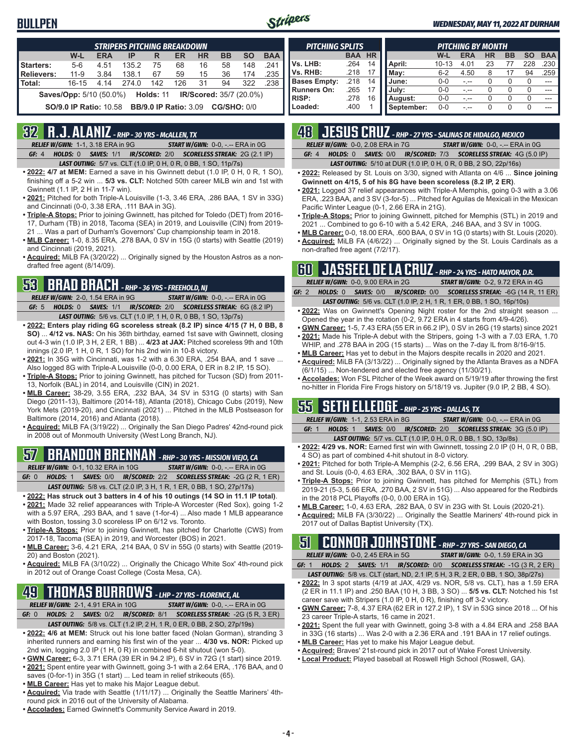# BULLPEN

**WEDNESDAY, MAY 11, 2022 AT DURHAM**

| STRIPERS PITCHING BREAKDOWN | W-L | ERA | IP | R | ER | HR | BB | SO | BAA |
|---|---|---|---|---|---|---|---|---|---|
| Starters: | 5-6 | 4.51 | 135.2 | 75 | 68 | 16 | 58 | 148 | .241 |
| Relievers: | 11-9 | 3.84 | 138.1 | 67 | 59 | 15 | 36 | 174 | .235 |
| Total: | 16-15 | 4.14 | 274.0 | 142 | 126 | 31 | 94 | 322 | .238 |

**Saves/Opp:** 5/10 (50.0%) **Holds:** 11 **IR/Scored:** 35/7 (20.0%)

**SO/9.0 IP Ratio:** 10.58 **BB/9.0 IP Ratio:** 3.09 **CG/SHO:** 0/0

| PITCHING SPLITS | BAA | HR |
|---|---|---|
| Vs. LHB: | .264 | 14 |
| Vs. RHB: | .218 | 17 |
| Bases Empty: | .218 | 14 |
| Runners On: | .265 | 17 |
| RISP: | .278 | 16 |
| Loaded: | .400 | 1 |

| PITCHING BY MONTH | W-L | ERA | HR | BB | SO | BAA |
|---|---|---|---|---|---|---|
| April: | 10-13 | 4.01 | 23 | 77 | 228 | .230 |
| May: | 6-2 | 4.50 | 8 | 17 | 94 | .259 |
| June: | 0-0 | -.-- | 0 | 0 | 0 | --- |
| July: | 0-0 | -.-- | 0 | 0 | 0 | --- |
| August: | 0-0 | -.-- | 0 | 0 | 0 | --- |
| September: | 0-0 | -.-- | 0 | 0 | 0 | --- |

## 32 R.J. ALANIZ - RHP - 30 YRS - McALLEN, TX

*RELIEF W/GWN:* 1-1, 3.18 ERA in 9G *START W/GWN:* 0-0, -.-- ERA in 0G

*GF:* 4 *HOLDS:* 0 *SAVES:* 1/1 *IR/SCORED:* 2/0 *SCORELESS STREAK:* 2G (2.1 IP)

*LAST OUTING:* 5/7 vs. CLT (1.0 IP, 0 H, 0 R, 0 BB, 1 SO, 11p/7s)

- **2022: 4/7 at MEM:** Earned a save in his Gwinnett debut (1.0 IP, 0 H, 0 R, 1 SO), finishing off a 5-2 win ... **5/3 vs. CLT:** Notched 50th career MiLB win and 1st with Gwinnett (1.1 IP, 2 H in 11-7 win).
- **2021:** Pitched for both Triple-A Louisville (1-3, 3.46 ERA, .286 BAA, 1 SV in 33G) and Cincinnati (0-0, 3.38 ERA, .111 BAA in 3G).
- **Triple-A Stops:** Prior to joining Gwinnett, has pitched for Toledo (DET) from 2016-17, Durham (TB) in 2018, Tacoma (SEA) in 2019, and Louisville (CIN) from 2019-21 ... Was a part of Durham's Governors' Cup championship team in 2018.
- **MLB Career:** 1-0, 8.35 ERA, .278 BAA, 0 SV in 15G (0 starts) with Seattle (2019) and Cincinnati (2019, 2021).
- **Acquired:** MiLB FA (3/20/22) ... Originally signed by the Houston Astros as a non-drafted free agent (8/14/09).

## 53 BRAD BRACH - RHP - 36 YRS - FREEHOLD, NJ

*RELIEF W/GWN:* 2-0, 1.54 ERA in 9G *START W/GWN:* 0-0, -.-- ERA in 0G

*GF:* 5 *HOLDS:* 0 *SAVES:* 1/1 *IR/SCORED:* 2/0 *SCORELESS STREAK:* 6G (8.2 IP)

*LAST OUTING:* 5/6 vs. CLT (1.0 IP, 1 H, 0 R, 0 BB, 1 SO, 13p/7s)

- **2022: Enters play riding 6G scoreless streak (8.2 IP) since 4/15 (7 H, 0 BB, 8 SO)** ... **4/12 vs. NAS:** On his 36th birthday, earned 1st save with Gwinnett, closing out 4-3 win (1.0 IP, 3 H, 2 ER, 1 BB) ... **4/23 at JAX:** Pitched scoreless 9th and 10th innings (2.0 IP, 1 H, 0 R, 1 SO) for his 2nd win in 10-8 victory.
- **2021:** In 35G with Cincinnati, was 1-2 with a 6.30 ERA, .254 BAA, and 1 save ... Also logged 8G with Triple-A Louisville (0-0, 0.00 ERA, 0 ER in 8.2 IP, 15 SO).
- **Triple-A Stops:** Prior to joining Gwinnett, has pitched for Tucson (SD) from 2011-13, Norfolk (BAL) in 2014, and Louisville (CIN) in 2021.
- **MLB Career:** 38-29, 3.55 ERA, .232 BAA, 34 SV in 531G (0 starts) with San Diego (2011-13), Baltimore (2014-18), Atlanta (2018), Chicago Cubs (2019), New York Mets (2019-20), and Cincinnati (2021) ... Pitched in the MLB Postseason for Baltimore (2014, 2016) and Atlanta (2018).
- **Acquired:** MiLB FA (3/19/22) ... Originally the San Diego Padres' 42nd-round pick in 2008 out of Monmouth University (West Long Branch, NJ).

## 57 BRANDON BRENNAN - RHP - 30 YRS - MISSION VIEJO, CA

*RELIEF W/GWN:* 0-1, 10.32 ERA in 10G *START W/GWN:* 0-0, -.-- ERA in 0G

*GF:* 0 *HOLDS:* 1 *SAVES:* 0/0 *IR/SCORED:* 2/2 *SCORELESS STREAK:* -2G (2 R, 1 ER)

*LAST OUTING:* 5/8 vs. CLT (2.0 IP, 3 H, 1 R, 1 ER, 0 BB, 1 SO, 27p/17s)

- **2022: Has struck out 3 batters in 4 of his 10 outings (14 SO in 11.1 IP total)**.
- **2021:** Made 32 relief appearances with Triple-A Worcester (Red Sox), going 1-2 with a 5.97 ERA, .293 BAA, and 1 save (1-for-4) ... Also made 1 MLB appearance with Boston, tossing 3.0 scoreless IP on 6/12 vs. Toronto.
- **Triple-A Stops:** Prior to joining Gwinnett, has pitched for Charlotte (CWS) from 2017-18, Tacoma (SEA) in 2019, and Worcester (BOS) in 2021.
- **MLB Career:** 3-6, 4.21 ERA, .214 BAA, 0 SV in 55G (0 starts) with Seattle (2019-20) and Boston (2021).
- **Acquired:** MiLB FA (3/10/22) ... Originally the Chicago White Sox' 4th-round pick in 2012 out of Orange Coast College (Costa Mesa, CA).

## 49 THOMAS BURROWS - LHP - 27 YRS - FLORENCE, AL

*RELIEF W/GWN:* 2-1, 4.91 ERA in 10G *START W/GWN:* 0-0, -.-- ERA in 0G

*GF:* 0 *HOLDS:* 2 *SAVES:* 0/2 *IR/SCORED:* 8/1 *SCORELESS STREAK:* -2G (5 R, 3 ER)

*LAST OUTING:* 5/8 vs. CLT (1.2 IP, 2 H, 1 R, 0 ER, 0 BB, 2 SO, 27p/19s)

- **2022: 4/6 at MEM:** Struck out his lone batter faced (Nolan Gorman), stranding 3 inherited runners and earning his first win of the year ... **4/30 vs. NOR:** Picked up 2nd win, logging 2.0 IP (1 H, 0 R) in combined 6-hit shutout (won 5-0).
- **GWN Career:** 6-3, 3.71 ERA (39 ER in 94.2 IP), 6 SV in 72G (1 start) since 2019.
- **2021:** Spent entire year with Gwinnett, going 3-1 with a 2.64 ERA, .176 BAA, and 0 saves (0-for-1) in 35G (1 start) ... Led team in relief strikeouts (65).
- **MLB Career:** Has yet to make his Major League debut.
- **Acquired:** Via trade with Seattle (1/11/17) ... Originally the Seattle Mariners' 4th-round pick in 2016 out of the University of Alabama.
- **Accolades:** Earned Gwinnett's Community Service Award in 2019.

## 48 JESUS CRUZ - RHP - 27 YRS - SALINAS DE HIDALGO, MEXICO

*RELIEF W/GWN:* 0-0, 2.08 ERA in 7G *START W/GWN:* 0-0, -.-- ERA in 0G

*GF:* 4 *HOLDS:* 0 *SAVES:* 0/0 *IR/SCORED:* 7/3 *SCORELESS STREAK:* 4G (5.0 IP)

*LAST OUTING:* 5/10 at DUR (1.0 IP, 0 H, 0 R, 0 BB, 2 SO, 22p/16s)

- **2022:** Released by St. Louis on 3/30, signed with Atlanta on 4/6 ... **Since joining Gwinnett on 4/15, 5 of his 8G have been scoreless (8.2 IP, 2 ER)**.
- **2021:** Logged 37 relief appearances with Triple-A Memphis, going 0-3 with a 3.06 ERA, .223 BAA, and 3 SV (3-for-5) ... Pitched for Aguilas de Mexicali in the Mexican Pacific Winter League (0-1, 2.66 ERA in 21G).
- **Triple-A Stops:** Prior to joining Gwinnett, pitched for Memphis (STL) in 2019 and 2021 ... Combined to go 6-10 with a 5.42 ERA, .246 BAA, and 3 SV in 100G.
- **MLB Career:** 0-0, 18.00 ERA, .600 BAA, 0 SV in 1G (0 starts) with St. Louis (2020).
- **Acquired:** MiLB FA (4/6/22) ... Originally signed by the St. Louis Cardinals as a non-drafted free agent (7/2/17).

## 60 JASSEEL DE LA CRUZ - RHP - 24 YRS - HATO MAYOR, D.R.

*RELIEF W/GWN:* 0-0, 9.00 ERA in 2G *START W/GWN:* 0-2, 9.72 ERA in 4G

*GF:* 2 *HOLDS:* 0 *SAVES:* 0/0 *IR/SCORED:* 0/0 *SCORELESS STREAK:* -6G (14 R, 11 ER)

*LAST OUTING:* 5/6 vs. CLT (1.0 IP, 2 H, 1 R, 1 ER, 0 BB, 1 SO, 16p/10s)

- **2022:** Was on Gwinnett's Opening Night roster for the 2nd straight season ... Opened the year in the rotation (0-2, 9.72 ERA in 4 starts from 4/9-4/26).
- **GWN Career:** 1-5, 7.43 ERA (55 ER in 66.2 IP), 0 SV in 26G (19 starts) since 2021
- **2021:** Made his Triple-A debut with the Stripers, going 1-3 with a 7.03 ERA, 1.70 WHIP, and .278 BAA in 20G (15 starts) ... Was on the 7-day IL from 8/16-9/15.
- **MLB Career:** Has yet to debut in the Majors despite recalls in 2020 and 2021.
- **Acquired:** MiLB FA (3/13/22) ... Originally signed by the Atlanta Braves as a NDFA (6/1/15) ... Non-tendered and elected free agency (11/30/21).
- **Accolades:** Won FSL Pitcher of the Week award on 5/19/19 after throwing the first no-hitter in Florida Fire Frogs history on 5/18/19 vs. Jupiter (9.0 IP, 2 BB, 4 SO).

## 55 SETH ELLEDGE - RHP - 25 YRS - DALLAS, TX

*RELIEF W/GWN:* 1-1, 2.53 ERA in 8G *START W/GWN:* 0-0, -.-- ERA in 0G

*GF:* 1 *HOLDS:* 1 *SAVES:* 0/0 *IR/SCORED:* 2/0 *SCORELESS STREAK:* 3G (5.0 IP)

*LAST OUTING:* 5/7 vs. CLT (1.0 IP, 0 H, 0 R, 0 BB, 1 SO, 13p/8s)

- **2022: 4/29 vs. NOR:** Earned first win with Gwinnett, tossing 2.0 IP (0 H, 0 R, 0 BB, 4 SO) as part of combined 4-hit shutout in 8-0 victory.
- **2021:** Pitched for both Triple-A Memphis (2-2, 6.56 ERA, .299 BAA, 2 SV in 30G) and St. Louis (0-0, 4.63 ERA, .302 BAA, 0 SV in 11G).
- **Triple-A Stops:** Prior to joining Gwinnett, has pitched for Memphis (STL) from 2019-21 (5-3, 5.66 ERA, .270 BAA, 2 SV in 51G) ... Also appeared for the Redbirds in the 2018 PCL Playoffs (0-0, 0.00 ERA in 1G).
- **MLB Career:** 1-0, 4.63 ERA, .282 BAA, 0 SV in 23G with St. Louis (2020-21).
- **Acquired:** MiLB FA (3/30/22) ... Originally the Seattle Mariners' 4th-round pick in 2017 out of Dallas Baptist University (TX).

## 51 CONNOR JOHNSTONE - RHP - 27 YRS - SAN DIEGO, CA

*RELIEF W/GWN:* 0-0, 2.45 ERA in 5G *START W/GWN:* 0-0, 1.59 ERA in 3G

*GF:* 1 *HOLDS:* 2 *SAVES:* 1/1 *IR/SCORED:* 0/0 *SCORELESS STREAK:* -1G (3 R, 2 ER)

*LAST OUTING:* 5/8 vs. CLT (start, ND, 2.1 IP, 5 H, 3 R, 2 ER, 0 BB, 1 SO, 38p/27s)

- **2022:** In 3 spot starts (4/19 at JAX, 4/29 vs. NOR, 5/8 vs. CLT), has a 1.59 ERA (2 ER in 11.1 IP) and .250 BAA (10 H, 3 BB, 3 SO) ... **5/5 vs. CLT:** Notched his 1st career save with Stripers (1.0 IP, 0 H, 0 R), finishing off 3-2 victory.
- **GWN Career:** 7-8, 4.37 ERA (62 ER in 127.2 IP), 1 SV in 53G since 2018 ... Of his 23 career Triple-A starts, 16 came in 2021.
- **2021:** Spent the full year with Gwinnett, going 3-8 with a 4.84 ERA and .258 BAA in 33G (16 starts) ... Was 2-0 with a 2.36 ERA and .191 BAA in 17 relief outings.
- **MLB Career:** Has yet to make his Major League debut.
- **Acquired:** Braves' 21st-round pick in 2017 out of Wake Forest University.
- **Local Product:** Played baseball at Roswell High School (Roswell, GA).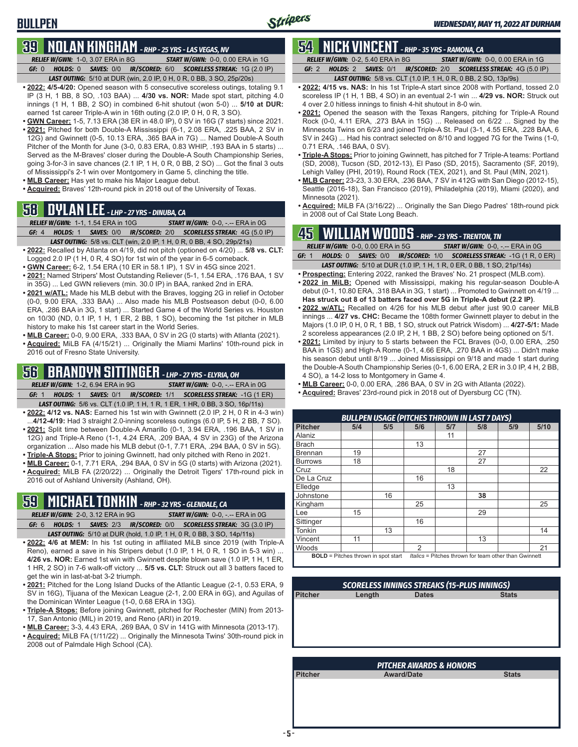# BULLPEN

## 39 NOLAN KINGHAM - RHP - 25 YRS - LAS VEGAS, NV

*RELIEF W/GWN:* 1-0, 3.07 ERA in 8G | *START W/GWN:* 0-0, 0.00 ERA in 1G

*GF:* 0 | *HOLDS:* 0 | *SAVES:* 0/0 | *IR/SCORED:* 6/0 | *SCORELESS STREAK:* 1G (2.0 IP)

*LAST OUTING:* 5/10 at DUR (win, 2.0 IP, 0 H, 0 R, 0 BB, 3 SO, 25p/20s)

- **2022: 4/5-4/20:** Opened season with 5 consecutive scoreless outings, totaling 9.1 IP (3 H, 1 BB, 8 SO, .103 BAA) ... **4/30 vs. NOR:** Made spot start, pitching 4.0 innings (1 H, 1 BB, 2 SO) in combined 6-hit shutout (won 5-0) ... **5/10 at DUR:** earned 1st career Triple-A win in 16th outing (2.0 IP, 0 H, 0 R, 3 SO).
- **GWN Career:** 1-5, 7.13 ERA (38 ER in 48.0 IP), 0 SV in 16G (7 starts) since 2021.
- **2021:** Pitched for both Double-A Mississippi (6-1, 2.08 ERA, .225 BAA, 2 SV in 12G) and Gwinnett (0-5, 10.13 ERA, .365 BAA in 7G) ... Named Double-A South Pitcher of the Month for June (3-0, 0.83 ERA, 0.83 WHIP, .193 BAA in 5 starts) ... Served as the M-Braves' closer during the Double-A South Championship Series, going 3-for-3 in save chances (2.1 IP, 1 H, 0 R, 0 BB, 2 SO) ... Got the final 3 outs of Mississippi's 2-1 win over Montgomery in Game 5, clinching the title.
- **MLB Career:** Has yet to make his Major League debut.
- **Acquired:** Braves' 12th-round pick in 2018 out of the University of Texas.

## 58 DYLAN LEE - LHP - 27 YRS - DINUBA, CA

*RELIEF W/GWN:* 1-1, 1.54 ERA in 10G | *START W/GWN:* 0-0, -.-- ERA in 0G

*GF:* 4 | *HOLDS:* 1 | *SAVES:* 0/0 | *IR/SCORED:* 2/0 | *SCORELESS STREAK:* 4G (5.0 IP)

*LAST OUTING:* 5/8 vs. CLT (win, 2.0 IP, 1 H, 0 R, 0 BB, 4 SO, 29p/21s)

- **2022:** Recalled by Atlanta on 4/19, did not pitch (optioned on 4/20) ... **5/8 vs. CLT:** Logged 2.0 IP (1 H, 0 R, 4 SO) for 1st win of the year in 6-5 comeback.
- **GWN Career:** 6-2, 1.54 ERA (10 ER in 58.1 IP), 1 SV in 45G since 2021.
- **2021:** Named Stripers' Most Outstanding Reliever (5-1, 1.54 ERA, .176 BAA, 1 SV in 35G) ... Led GWN relievers (min. 30.0 IP) in BAA, ranked 2nd in ERA.
- **2021 w/ATL:** Made his MLB debut with the Braves, logging 2G in relief in October (0-0, 9.00 ERA, .333 BAA) ... Also made his MLB Postseason debut (0-0, 6.00 ERA, .286 BAA in 3G, 1 start) ... Started Game 4 of the World Series vs. Houston on 10/30 (ND, 0.1 IP, 1 H, 1 ER, 2 BB, 1 SO), becoming the 1st pitcher in MLB history to make his 1st career start in the World Series.
- **MLB Career:** 0-0, 9.00 ERA, .333 BAA, 0 SV in 2G (0 starts) with Atlanta (2021).
- **Acquired:** MiLB FA (4/15/21) ... Originally the Miami Marlins' 10th-round pick in 2016 out of Fresno State University.

## 56 BRANDYN SITTINGER - LHP - 27 YRS - ELYRIA, OH

*RELIEF W/GWN:* 1-2, 6.94 ERA in 9G | *START W/GWN:* 0-0, -.-- ERA in 0G

*GF:* 1 | *HOLDS:* 1 | *SAVES:* 0/1 | *IR/SCORED:* 1/1 | *SCORELESS STREAK:* -1G (1 ER)

*LAST OUTING:* 5/6 vs. CLT (1.0 IP, 1 H, 1 R, 1 ER, 1 HR, 0 BB, 3 SO, 16p/11s)

- **2022: 4/12 vs. NAS:** Earned his 1st win with Gwinnett (2.0 IP, 2 H, 0 R in 4-3 win) ...**4/12-4/19:** Had 3 straight 2.0-inning scoreless outings (6.0 IP, 5 H, 2 BB, 7 SO).
- **2021:** Split time between Double-A Amarillo (0-1, 3.94 ERA, .196 BAA, 1 SV in 12G) and Triple-A Reno (1-1, 4.24 ERA, .209 BAA, 4 SV in 23G) of the Arizona organization ... Also made his MLB debut (0-1, 7.71 ERA, .294 BAA, 0 SV in 5G).
- **Triple-A Stops:** Prior to joining Gwinnett, had only pitched with Reno in 2021.
- **MLB Career:** 0-1, 7.71 ERA, .294 BAA, 0 SV in 5G (0 starts) with Arizona (2021).
- **Acquired:** MiLB FA (2/20/22) ... Originally the Detroit Tigers' 17th-round pick in 2016 out of Ashland University (Ashland, OH).

## 59 MICHAEL TONKIN - RHP - 32 YRS - GLENDALE, CA

*RELIEF W/GWN:* 2-0, 3.12 ERA in 9G | *START W/GWN:* 0-0, -.-- ERA in 0G

*GF:* 6 | *HOLDS:* 1 | *SAVES:* 2/3 | *IR/SCORED:* 0/0 | *SCORELESS STREAK:* 3G (3.0 IP)

*LAST OUTING:* 5/10 at DUR (hold, 1.0 IP, 1 H, 0 R, 0 BB, 3 SO, 14p/11s)

- **2022: 4/6 at MEM:** In his 1st outing in affiliated MiLB since 2019 (with Triple-A Reno), earned a save in his Stripers debut (1.0 IP, 1 H, 0 R, 1 SO in 5-3 win) ... **4/26 vs. NOR:** Earned 1st win with Gwinnett despite blown save (1.0 IP, 1 H, 1 ER, 1 HR, 2 SO) in 7-6 walk-off victory ... **5/5 vs. CLT:** Struck out all 3 batters faced to get the win in last-at-bat 3-2 triumph.
- **2021:** Pitched for the Long Island Ducks of the Atlantic League (2-1, 0.53 ERA, 9 SV in 16G), Tijuana of the Mexican League (2-1, 2.00 ERA in 6G), and Aguilas of the Dominican Winter League (1-0, 0.68 ERA in 13G).
- **Triple-A Stops:** Before joining Gwinnett, pitched for Rochester (MIN) from 2013-17, San Antonio (MIL) in 2019, and Reno (ARI) in 2019.
- **MLB Career:** 3-3, 4.43 ERA, .269 BAA, 0 SV in 141G with Minnesota (2013-17).
- **Acquired:** MiLB FA (1/11/22) ... Originally the Minnesota Twins' 30th-round pick in 2008 out of Palmdale High School (CA).

## 54 NICK VINCENT - RHP - 35 YRS - RAMONA, CA

*RELIEF W/GWN:* 0-2, 5.40 ERA in 8G | *START W/GWN:* 0-0, 0.00 ERA in 1G

*GF:* 2 | *HOLDS:* 2 | *SAVES:* 0/1 | *IR/SCORED:* 2/0 | *SCORELESS STREAK:* 4G (5.0 IP)

*LAST OUTING:* 5/8 vs. CLT (1.0 IP, 1 H, 0 R, 0 BB, 2 SO, 13p/9s)

- **2022: 4/15 vs. NAS:** In his 1st Triple-A start since 2008 with Portland, tossed 2.0 scoreless IP (1 H, 1 BB, 4 SO) in an eventual 2-1 win ... **4/29 vs. NOR:** Struck out 4 over 2.0 hitless innings to finish 4-hit shutout in 8-0 win.
- **2021:** Opened the season with the Texas Rangers, pitching for Triple-A Round Rock (0-0, 4.11 ERA, .273 BAA in 15G) ... Released on 6/22 ... Signed by the Minnesota Twins on 6/23 and joined Triple-A St. Paul (3-1, 4.55 ERA, .228 BAA, 6 SV in 24G) ... Had his contract selected on 8/10 and logged 7G for the Twins (1-0, 0.71 ERA, .146 BAA, 0 SV).
- **Triple-A Stops:** Prior to joining Gwinnett, has pitched for 7 Triple-A teams: Portland (SD, 2008), Tucson (SD, 2012-13), El Paso (SD, 2015), Sacramento (SF, 2019), Lehigh Valley (PHI, 2019), Round Rock (TEX, 2021), and St. Paul (MIN, 2021).
- **MLB Career:** 23-23, 3.30 ERA, .236 BAA, 7 SV in 412G with San Diego (2012-15), Seattle (2016-18), San Francisco (2019), Philadelphia (2019), Miami (2020), and Minnesota (2021).
- **Acquired:** MiLB FA (3/16/22) ... Originally the San Diego Padres' 18th-round pick in 2008 out of Cal State Long Beach.

## 45 WILLIAM WOODS - RHP - 23 YRS - TRENTON, TN

*RELIEF W/GWN:* 0-0, 0.00 ERA in 5G | *START W/GWN:* 0-0, -.-- ERA in 0G

*GF:* 1 | *HOLDS:* 0 | *SAVES:* 0/0 | *IR/SCORED:* 1/0 | *SCORELESS STREAK:* -1G (1 R, 0 ER)

*LAST OUTING:* 5/10 at DUR (1.0 IP, 1 H, 1 R, 0 ER, 0 BB, 1 SO, 21p/14s)

- **Prospecting:** Entering 2022, ranked the Braves' No. 21 prospect (MLB.com).
- **2022 in MiLB:** Opened with Mississippi, making his regular-season Double-A debut (0-1, 10.80 ERA, .318 BAA in 3G, 1 start) ... Promoted to Gwinnett on 4/19 ... **Has struck out 8 of 13 batters faced over 5G in Triple-A debut (2.2 IP)**.
- **2022 w/ATL:** Recalled on 4/26 for his MLB debut after just 90.0 career MiLB innings ... **4/27 vs. CHC:** Became the 108th former Gwinnett player to debut in the Majors (1.0 IP, 0 H, 0 R, 1 BB, 1 SO, struck out Patrick Wisdom) ... **4/27-5/1:** Made 2 scoreless appearances (2.0 IP, 2 H, 1 BB, 2 SO) before being optioned on 5/1.
- **2021:** Limited by injury to 5 starts between the FCL Braves (0-0, 0.00 ERA, .250 BAA in 1GS) and High-A Rome (0-1, 4.66 ERA, .270 BAA in 4GS) ... Didn't make his season debut until 8/19 ... Joined Mississippi on 9/18 and made 1 start during the Double-A South Championship Series (0-1, 6.00 ERA, 2 ER in 3.0 IP, 4 H, 2 BB, 4 SO), a 14-2 loss to Montgomery in Game 4.
- **MLB Career:** 0-0, 0.00 ERA, .286 BAA, 0 SV in 2G with Atlanta (2022).
- **Acquired:** Braves' 23rd-round pick in 2018 out of Dyersburg CC (TN).

### BULLPEN USAGE (PITCHES THROWN IN LAST 7 DAYS)

| Pitcher | 5/4 | 5/5 | 5/6 | 5/7 | 5/8 | 5/9 | 5/10 |
|---|---|---|---|---|---|---|---|
| Alaniz | | | | 11 | | | |
| Brach | | | 13 | | | | |
| Brennan | 19 | | | | 27 | | |
| Burrows | 18 | | | | 27 | | |
| Cruz | | | | 18 | | | 22 |
| De La Cruz | | | 16 | | | | |
| Elledge | | | | 13 | | | |
| Johnstone | | 16 | | | **38** | | |
| Kingham | | | 25 | | | | 25 |
| Lee | 15 | | | | 29 | | |
| Sittinger | | | 16 | | | | |
| Tonkin | | 13 | | | | | 14 |
| Vincent | 11 | | | | 13 | | |
| Woods | | | 2 | | | | 21 |

**BOLD** = Pitches thrown in spot start | *Italics* = Pitches thrown for team other than Gwinnett

### SCORELESS INNINGS STREAKS (15-PLUS INNINGS)

| Pitcher | Length | Dates | Stats |
|---|---|---|---|

### PITCHER AWARDS & HONORS

| Pitcher | Award/Date | Stats |
|---|---|---|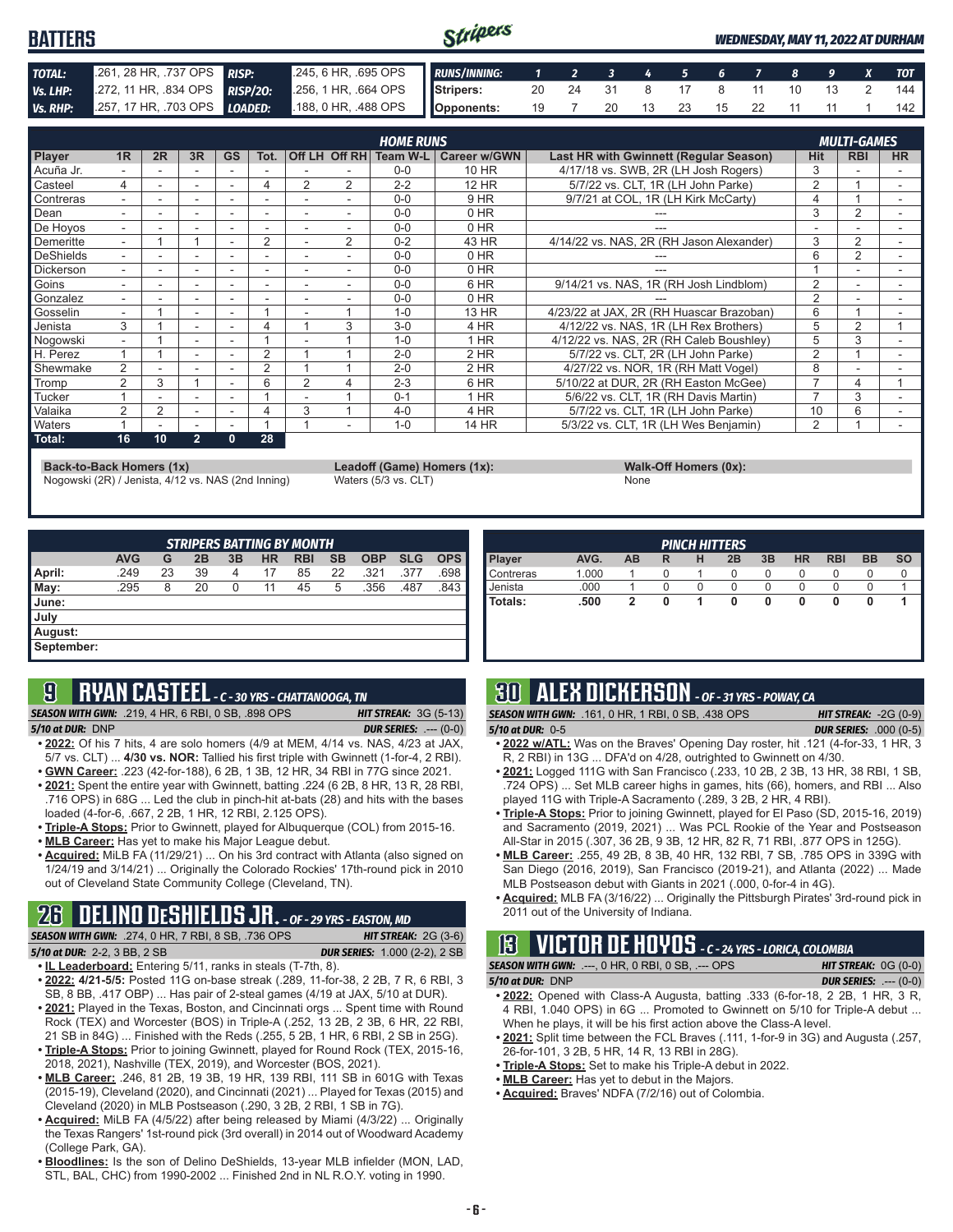# BATTERS

*WEDNESDAY, MAY 11, 2022 AT DURHAM*

| | | | |
|---|---|---|---|
| **TOTAL:** | .261, 28 HR, .737 OPS | **RISP:** | .245, 6 HR, .695 OPS |
| **Vs. LHP:** | .272, 11 HR, .834 OPS | **RISP/2O:** | .256, 1 HR, .664 OPS |
| **Vs. RHP:** | .257, 17 HR, .703 OPS | **LOADED:** | .188, 0 HR, .488 OPS |

| RUNS/INNING: | 1 | 2 | 3 | 4 | 5 | 6 | 7 | 8 | 9 | X | TOT |
|---|---|---|---|---|---|---|---|---|---|---|---|
| Stripers: | 20 | 24 | 31 | 8 | 17 | 8 | 11 | 10 | 13 | 2 | 144 |
| Opponents: | 19 | 7 | 20 | 13 | 23 | 15 | 22 | 11 | 11 | 1 | 142 |

| Player | 1R | 2R | 3R | GS | Tot. | Off LH | Off RH | Team W-L | Career w/GWN | Last HR with Gwinnett (Regular Season) | Hit | RBI | HR |
|---|---|---|---|---|---|---|---|---|---|---|---|---|---|
| | | | | | **HOME RUNS** | | | | | | **MULTI-GAMES** | | |
| Acuña Jr. | - | - | - | - | - | - | - | 0-0 | 10 HR | 4/17/18 vs. SWB, 2R (LH Josh Rogers) | 3 | - | - |
| Casteel | 4 | - | - | - | 4 | 2 | 2 | 2-2 | 12 HR | 5/7/22 vs. CLT, 1R (LH John Parke) | 2 | 1 | - |
| Contreras | - | - | - | - | - | - | - | 0-0 | 9 HR | 9/7/21 at COL, 1R (LH Kirk McCarty) | 4 | 1 | - |
| Dean | - | - | - | - | - | - | - | 0-0 | 0 HR | --- | 3 | 2 | - |
| De Hoyos | - | - | - | - | - | - | - | 0-0 | 0 HR | --- | - | - | - |
| Demeritte | - | 1 | 1 | - | 2 | - | 2 | 0-2 | 43 HR | 4/14/22 vs. NAS, 2R (RH Jason Alexander) | 3 | 2 | - |
| DeShields | - | - | - | - | - | - | - | 0-0 | 0 HR | --- | 6 | 2 | - |
| Dickerson | - | - | - | - | - | - | - | 0-0 | 0 HR | --- | 1 | - | - |
| Goins | - | - | - | - | - | - | - | 0-0 | 6 HR | 9/14/21 vs. NAS, 1R (RH Josh Lindblom) | 2 | - | - |
| Gonzalez | - | - | - | - | - | - | - | 0-0 | 0 HR | --- | 2 | - | - |
| Gosselin | - | 1 | - | - | 1 | - | 1 | 1-0 | 13 HR | 4/23/22 at JAX, 2R (RH Huascar Brazoban) | 6 | 1 | - |
| Jenista | 3 | 1 | - | - | 4 | 1 | 3 | 3-0 | 4 HR | 4/12/22 vs. NAS, 1R (LH Rex Brothers) | 5 | 2 | 1 |
| Nogowski | - | 1 | - | - | 1 | - | 1 | 1-0 | 1 HR | 4/12/22 vs. NAS, 2R (RH Caleb Boushley) | 5 | 3 | - |
| H. Perez | 1 | 1 | - | - | 2 | 1 | 1 | 2-0 | 2 HR | 5/7/22 vs. CLT, 2R (LH John Parke) | 2 | 1 | - |
| Shewmake | 2 | - | - | - | 2 | 1 | 1 | 2-0 | 2 HR | 4/27/22 vs. NOR, 1R (RH Matt Vogel) | 8 | - | - |
| Tromp | 2 | 3 | 1 | - | 6 | 2 | 4 | 2-3 | 6 HR | 5/10/22 at DUR, 2R (RH Easton McGee) | 7 | 4 | 1 |
| Tucker | 1 | - | - | - | 1 | - | 1 | 0-1 | 1 HR | 5/6/22 vs. CLT, 1R (RH Davis Martin) | 7 | 3 | - |
| Valaika | 2 | 2 | - | - | 4 | 3 | 1 | 4-0 | 4 HR | 5/7/22 vs. CLT, 1R (LH John Parke) | 10 | 6 | - |
| Waters | 1 | - | - | - | 1 | 1 | - | 1-0 | 14 HR | 5/3/22 vs. CLT, 1R (LH Wes Benjamin) | 2 | 1 | - |
| **Total:** | **16** | **10** | **2** | **0** | **28** | | | | | | | | |

**Back-to-Back Homers (1x)**
Nogowski (2R) / Jenista, 4/12 vs. NAS (2nd Inning)

**Leadoff (Game) Homers (1x):**
Waters (5/3 vs. CLT)

**Walk-Off Homers (0x):**
None

**STRIPERS BATTING BY MONTH**

| | AVG | G | 2B | 3B | HR | RBI | SB | OBP | SLG | OPS |
|---|---|---|---|---|---|---|---|---|---|---|
| April: | .249 | 23 | 39 | 4 | 17 | 85 | 22 | .321 | .377 | .698 |
| May: | .295 | 8 | 20 | 0 | 11 | 45 | 5 | .356 | .487 | .843 |
| June: | | | | | | | | | | |
| July | | | | | | | | | | |
| August: | | | | | | | | | | |
| September: | | | | | | | | | | |

**PINCH HITTERS**

| Player | AVG. | AB | R | H | 2B | 3B | HR | RBI | BB | SO |
|---|---|---|---|---|---|---|---|---|---|---|
| Contreras | 1.000 | 1 | 0 | 1 | 0 | 0 | 0 | 0 | 0 | 0 |
| Jenista | .000 | 1 | 0 | 0 | 0 | 0 | 0 | 0 | 0 | 1 |
| **Totals:** | **.500** | **2** | **0** | **1** | **0** | **0** | **0** | **0** | **0** | **1** |

## 9 RYAN CASTEEL - C - 30 YRS - CHATTANOOGA, TN

***SEASON WITH GWN:*** .219, 4 HR, 6 RBI, 0 SB, .898 OPS — ***HIT STREAK:*** 3G (5-13)
***5/10 at DUR:*** DNP — ***DUR SERIES:*** .--- (0-0)

- **2022:** Of his 7 hits, 4 are solo homers (4/9 at MEM, 4/14 vs. NAS, 4/23 at JAX, 5/7 vs. CLT) ... **4/30 vs. NOR:** Tallied his first triple with Gwinnett (1-for-4, 2 RBI).
- **GWN Career:** .223 (42-for-188), 6 2B, 1 3B, 12 HR, 34 RBI in 77G since 2021.
- **2021:** Spent the entire year with Gwinnett, batting .224 (6 2B, 8 HR, 13 R, 28 RBI, .716 OPS) in 68G ... Led the club in pinch-hit at-bats (28) and hits with the bases loaded (4-for-6, .667, 2 2B, 1 HR, 12 RBI, 2.125 OPS).
- **Triple-A Stops:** Prior to Gwinnett, played for Albuquerque (COL) from 2015-16.
- **MLB Career:** Has yet to make his Major League debut.
- **Acquired:** MiLB FA (11/29/21) ... On his 3rd contract with Atlanta (also signed on 1/24/19 and 3/14/21) ... Originally the Colorado Rockies' 17th-round pick in 2010 out of Cleveland State Community College (Cleveland, TN).

## 26 DELINO DESHIELDS JR. - OF - 29 YRS - EASTON, MD

***SEASON WITH GWN:*** .274, 0 HR, 7 RBI, 8 SB, .736 OPS — ***HIT STREAK:*** 2G (3-6)
***5/10 at DUR:*** 2-2, 3 BB, 2 SB — ***DUR SERIES:*** 1.000 (2-2), 2 SB

- **IL Leaderboard:** Entering 5/11, ranks in steals (T-7th, 8).
- **2022: 4/21-5/5:** Posted 11G on-base streak (.289, 11-for-38, 2 2B, 7 R, 6 RBI, 3 SB, 8 BB, .417 OBP) ... Has pair of 2-steal games (4/19 at JAX, 5/10 at DUR).
- **2021:** Played in the Texas, Boston, and Cincinnati orgs ... Spent time with Round Rock (TEX) and Worcester (BOS) in Triple-A (.252, 13 2B, 2 3B, 6 HR, 22 RBI, 21 SB in 84G) ... Finished with the Reds (.255, 5 2B, 1 HR, 6 RBI, 2 SB in 25G).
- **Triple-A Stops:** Prior to joining Gwinnett, played for Round Rock (TEX, 2015-16, 2018, 2021), Nashville (TEX, 2019), and Worcester (BOS, 2021).
- **MLB Career:** .246, 81 2B, 19 3B, 19 HR, 139 RBI, 111 SB in 601G with Texas (2015-19), Cleveland (2020), and Cincinnati (2021) ... Played for Texas (2015) and Cleveland (2020) in MLB Postseason (.290, 3 2B, 2 RBI, 1 SB in 7G).
- **Acquired:** MiLB FA (4/5/22) after being released by Miami (4/3/22) ... Originally the Texas Rangers' 1st-round pick (3rd overall) in 2014 out of Woodward Academy (College Park, GA).
- **Bloodlines:** Is the son of Delino DeShields, 13-year MLB infielder (MON, LAD, STL, BAL, CHC) from 1990-2002 ... Finished 2nd in NL R.O.Y. voting in 1990.

## 30 ALEX DICKERSON - OF - 31 YRS - POWAY, CA

***SEASON WITH GWN:*** .161, 0 HR, 1 RBI, 0 SB, .438 OPS — ***HIT STREAK:*** -2G (0-9)
***5/10 at DUR:*** 0-5 — ***DUR SERIES:*** .000 (0-5)

- **2022 w/ATL:** Was on the Braves' Opening Day roster, hit .121 (4-for-33, 1 HR, 3 R, 2 RBI) in 13G ... DFA'd on 4/28, outrighted to Gwinnett on 4/30.
- **2021:** Logged 111G with San Francisco (.233, 10 2B, 2 3B, 13 HR, 38 RBI, 1 SB, .724 OPS) ... Set MLB career highs in games, hits (66), homers, and RBI ... Also played 11G with Triple-A Sacramento (.289, 3 2B, 2 HR, 4 RBI).
- **Triple-A Stops:** Prior to joining Gwinnett, played for El Paso (SD, 2015-16, 2019) and Sacramento (2019, 2021) ... Was PCL Rookie of the Year and Postseason All-Star in 2015 (.307, 36 2B, 9 3B, 12 HR, 82 R, 71 RBI, .877 OPS in 125G).
- **MLB Career:** .255, 49 2B, 8 3B, 40 HR, 132 RBI, 7 SB, .785 OPS in 339G with San Diego (2016, 2019), San Francisco (2019-21), and Atlanta (2022) ... Made MLB Postseason debut with Giants in 2021 (.000, 0-for-4 in 4G).
- **Acquired:** MLB FA (3/16/22) ... Originally the Pittsburgh Pirates' 3rd-round pick in 2011 out of the University of Indiana.

## 13 VICTOR DE HOYOS - C - 24 YRS - LORICA, COLOMBIA

***SEASON WITH GWN:*** .---, 0 HR, 0 RBI, 0 SB, .--- OPS — ***HIT STREAK:*** 0G (0-0)
***5/10 at DUR:*** DNP — ***DUR SERIES:*** .--- (0-0)

- **2022:** Opened with Class-A Augusta, batting .333 (6-for-18, 2 2B, 1 HR, 3 R, 4 RBI, 1.040 OPS) in 6G ... Promoted to Gwinnett on 5/10 for Triple-A debut ... When he plays, it will be his first action above the Class-A level.
- **2021:** Split time between the FCL Braves (.111, 1-for-9 in 3G) and Augusta (.257, 26-for-101, 3 2B, 5 HR, 14 R, 13 RBI in 28G).
- **Triple-A Stops:** Set to make his Triple-A debut in 2022.
- **MLB Career:** Has yet to debut in the Majors.
- **Acquired:** Braves' NDFA (7/2/16) out of Colombia.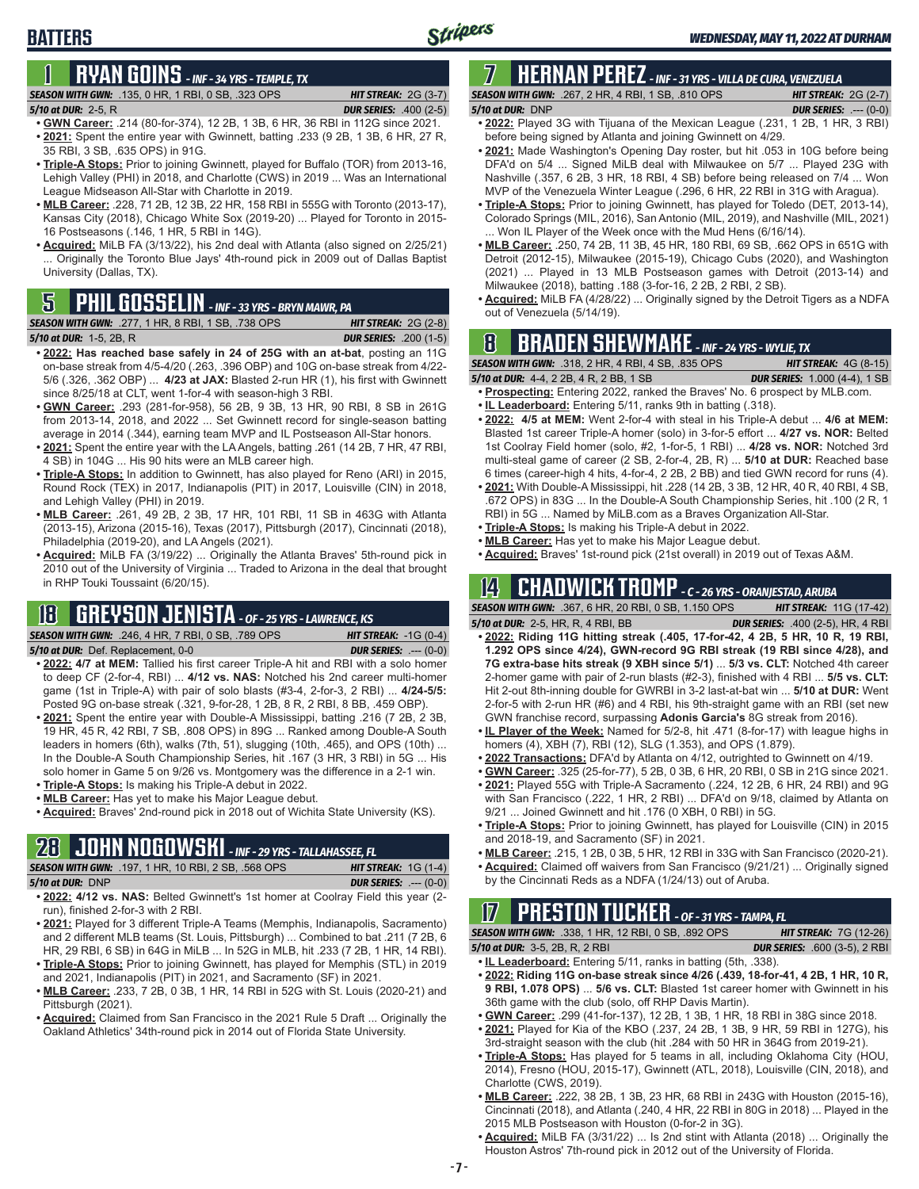# BATTERS

## 1 RYAN GOINS - INF - 34 YRS - TEMPLE, TX

**SEASON WITH GWN:** .135, 0 HR, 1 RBI, 0 SB, .323 OPS — **HIT STREAK:** 2G (3-7)
**5/10 at DUR:** 2-5, R — **DUR SERIES:** .400 (2-5)

- **GWN Career:** .214 (80-for-374), 12 2B, 1 3B, 6 HR, 36 RBI in 112G since 2021.
- **2021:** Spent the entire year with Gwinnett, batting .233 (9 2B, 1 3B, 6 HR, 27 R, 35 RBI, 3 SB, .635 OPS) in 91G.
- **Triple-A Stops:** Prior to joining Gwinnett, played for Buffalo (TOR) from 2013-16, Lehigh Valley (PHI) in 2018, and Charlotte (CWS) in 2019 ... Was an International League Midseason All-Star with Charlotte in 2019.
- **MLB Career:** .228, 71 2B, 12 3B, 22 HR, 158 RBI in 555G with Toronto (2013-17), Kansas City (2018), Chicago White Sox (2019-20) ... Played for Toronto in 2015-16 Postseasons (.146, 1 HR, 5 RBI in 14G).
- **Acquired:** MiLB FA (3/13/22), his 2nd deal with Atlanta (also signed on 2/25/21) ... Originally the Toronto Blue Jays' 4th-round pick in 2009 out of Dallas Baptist University (Dallas, TX).

## 5 PHIL GOSSELIN - INF - 33 YRS - BRYN MAWR, PA

**SEASON WITH GWN:** .277, 1 HR, 8 RBI, 1 SB, .738 OPS — **HIT STREAK:** 2G (2-8)
**5/10 at DUR:** 1-5, 2B, R — **DUR SERIES:** .200 (1-5)

- **2022: Has reached base safely in 24 of 25G with an at-bat**, posting an 11G on-base streak from 4/5-4/20 (.263, .396 OBP) and 10G on-base streak from 4/22-5/6 (.326, .362 OBP) ... **4/23 at JAX:** Blasted 2-run HR (1), his first with Gwinnett since 8/25/18 at CLT, went 1-for-4 with season-high 3 RBI.
- **GWN Career:** .293 (281-for-958), 56 2B, 9 3B, 13 HR, 90 RBI, 8 SB in 261G from 2013-14, 2018, and 2022 ... Set Gwinnett record for single-season batting average in 2014 (.344), earning team MVP and IL Postseason All-Star honors.
- **2021:** Spent the entire year with the LA Angels, batting .261 (14 2B, 7 HR, 47 RBI, 4 SB) in 104G ... His 90 hits were an MLB career high.
- **Triple-A Stops:** In addition to Gwinnett, has also played for Reno (ARI) in 2015, Round Rock (TEX) in 2017, Indianapolis (PIT) in 2017, Louisville (CIN) in 2018, and Lehigh Valley (PHI) in 2019.
- **MLB Career:** .261, 49 2B, 2 3B, 17 HR, 101 RBI, 11 SB in 463G with Atlanta (2013-15), Arizona (2015-16), Texas (2017), Pittsburgh (2017), Cincinnati (2018), Philadelphia (2019-20), and LA Angels (2021).
- **Acquired:** MiLB FA (3/19/22) ... Originally the Atlanta Braves' 5th-round pick in 2010 out of the University of Virginia ... Traded to Arizona in the deal that brought in RHP Touki Toussaint (6/20/15).

## 18 GREYSON JENISTA - OF - 25 YRS - LAWRENCE, KS

**SEASON WITH GWN:** .246, 4 HR, 7 RBI, 0 SB, .789 OPS — **HIT STREAK:** -1G (0-4)
**5/10 at DUR:** Def. Replacement, 0-0 — **DUR SERIES:** .--- (0-0)

- **2022: 4/7 at MEM:** Tallied his first career Triple-A hit and RBI with a solo homer to deep CF (2-for-4, RBI) ... **4/12 vs. NAS:** Notched his 2nd career multi-homer game (1st in Triple-A) with pair of solo blasts (#3-4, 2-for-3, 2 RBI) ... **4/24-5/5:** Posted 9G on-base streak (.321, 9-for-28, 1 2B, 8 R, 2 RBI, 8 BB, .459 OBP).
- **2021:** Spent the entire year with Double-A Mississippi, batting .216 (7 2B, 2 3B, 19 HR, 45 R, 42 RBI, 7 SB, .808 OPS) in 89G ... Ranked among Double-A South leaders in homers (6th), walks (7th, 51), slugging (10th, .465), and OPS (10th) ... In the Double-A South Championship Series, hit .167 (3 HR, 3 RBI) in 5G ... His solo homer in Game 5 on 9/26 vs. Montgomery was the difference in a 2-1 win.
- **Triple-A Stops:** Is making his Triple-A debut in 2022.
- **MLB Career:** Has yet to make his Major League debut.
- **Acquired:** Braves' 2nd-round pick in 2018 out of Wichita State University (KS).

## 28 JOHN NOGOWSKI - INF - 29 YRS - TALLAHASSEE, FL

**SEASON WITH GWN:** .197, 1 HR, 10 RBI, 2 SB, .568 OPS — **HIT STREAK:** 1G (1-4)
**5/10 at DUR:** DNP — **DUR SERIES:** .--- (0-0)

- **2022: 4/12 vs. NAS:** Belted Gwinnett's 1st homer at Coolray Field this year (2-run), finished 2-for-3 with 2 RBI.
- **2021:** Played for 3 different Triple-A Teams (Memphis, Indianapolis, Sacramento) and 2 different MLB teams (St. Louis, Pittsburgh) ... Combined to bat .211 (7 2B, 6 HR, 29 RBI, 6 SB) in 64G in MiLB ... In 52G in MLB, hit .233 (7 2B, 1 HR, 14 RBI).
- **Triple-A Stops:** Prior to joining Gwinnett, has played for Memphis (STL) in 2019 and 2021, Indianapolis (PIT) in 2021, and Sacramento (SF) in 2021.
- **MLB Career:** .233, 7 2B, 0 3B, 1 HR, 14 RBI in 52G with St. Louis (2020-21) and Pittsburgh (2021).
- **Acquired:** Claimed from San Francisco in the 2021 Rule 5 Draft ... Originally the Oakland Athletics' 34th-round pick in 2014 out of Florida State University.

## 7 HERNAN PEREZ - INF - 31 YRS - VILLA DE CURA, VENEZUELA

**SEASON WITH GWN:** .267, 2 HR, 4 RBI, 1 SB, .810 OPS — **HIT STREAK:** 2G (2-7)
**5/10 at DUR:** DNP — **DUR SERIES:** .--- (0-0)

- **2022:** Played 3G with Tijuana of the Mexican League (.231, 1 2B, 1 HR, 3 RBI) before being signed by Atlanta and joining Gwinnett on 4/29.
- **2021:** Made Washington's Opening Day roster, but hit .053 in 10G before being DFA'd on 5/4 ... Signed MiLB deal with Milwaukee on 5/7 ... Played 23G with Nashville (.357, 6 2B, 3 HR, 18 RBI, 4 SB) before being released on 7/4 ... Won MVP of the Venezuela Winter League (.296, 6 HR, 22 RBI in 31G with Aragua).
- **Triple-A Stops:** Prior to joining Gwinnett, has played for Toledo (DET, 2013-14), Colorado Springs (MIL, 2016), San Antonio (MIL, 2019), and Nashville (MIL, 2021) ... Won IL Player of the Week once with the Mud Hens (6/16/14).
- **MLB Career:** .250, 74 2B, 11 3B, 45 HR, 180 RBI, 69 SB, .662 OPS in 651G with Detroit (2012-15), Milwaukee (2015-19), Chicago Cubs (2020), and Washington (2021) ... Played in 13 MLB Postseason games with Detroit (2013-14) and Milwaukee (2018), batting .188 (3-for-16, 2 2B, 2 RBI, 2 SB).
- **Acquired:** MiLB FA (4/28/22) ... Originally signed by the Detroit Tigers as a NDFA out of Venezuela (5/14/19).

## 8 BRADEN SHEWMAKE - INF - 24 YRS - WYLIE, TX

**SEASON WITH GWN:** .318, 2 HR, 4 RBI, 4 SB, .835 OPS — **HIT STREAK:** 4G (8-15)
**5/10 at DUR:** 4-4, 2 2B, 4 R, 2 BB, 1 SB — **DUR SERIES:** 1.000 (4-4), 1 SB

- **Prospecting:** Entering 2022, ranked the Braves' No. 6 prospect by MLB.com.
- **IL Leaderboard:** Entering 5/11, ranks 9th in batting (.318).
- **2022: 4/5 at MEM:** Went 2-for-4 with steal in his Triple-A debut ... **4/6 at MEM:** Blasted 1st career Triple-A homer (solo) in 3-for-5 effort ... **4/27 vs. NOR:** Belted 1st Coolray Field homer (solo, #2, 1-for-5, 1 RBI) ... **4/28 vs. NOR:** Notched 3rd multi-steal game of career (2 SB, 2-for-4, 2B, R) ... **5/10 at DUR:** Reached base 6 times (career-high 4 hits, 4-for-4, 2 2B, 2 BB) and tied GWN record for runs (4).
- **2021:** With Double-A Mississippi, hit .228 (14 2B, 3 3B, 12 HR, 40 R, 40 RBI, 4 SB, .672 OPS) in 83G ... In the Double-A South Championship Series, hit .100 (2 R, 1 RBI) in 5G ... Named by MiLB.com as a Braves Organization All-Star.
- **Triple-A Stops:** Is making his Triple-A debut in 2022.
- **MLB Career:** Has yet to make his Major League debut.
- **Acquired:** Braves' 1st-round pick (21st overall) in 2019 out of Texas A&M.

## 14 CHADWICK TROMP - C - 26 YRS - ORANJESTAD, ARUBA

**SEASON WITH GWN:** .367, 6 HR, 20 RBI, 0 SB, 1.150 OPS — **HIT STREAK:** 11G (17-42)
**5/10 at DUR:** 2-5, HR, R, 4 RBI, BB — **DUR SERIES:** .400 (2-5), HR, 4 RBI

- **2022: Riding 11G hitting streak (.405, 17-for-42, 4 2B, 5 HR, 10 R, 19 RBI, 1.292 OPS since 4/24), GWN-record 9G RBI streak (19 RBI since 4/28), and 7G extra-base hits streak (9 XBH since 5/1)** ... **5/3 vs. CLT:** Notched 4th career 2-homer game with pair of 2-run blasts (#2-3), finished with 4 RBI ... **5/5 vs. CLT:** Hit 2-out 8th-inning double for GWRBI in 3-2 last-at-bat win ... **5/10 at DUR:** Went 2-for-5 with 2-run HR (#6) and 4 RBI, his 9th-straight game with an RBI (set new GWN franchise record, surpassing **Adonis Garcia's** 8G streak from 2016).
- **IL Player of the Week:** Named for 5/2-8, hit .471 (8-for-17) with league highs in homers (4), XBH (7), RBI (12), SLG (1.353), and OPS (1.879).
- **2022 Transactions:** DFA'd by Atlanta on 4/12, outrighted to Gwinnett on 4/19.
- **GWN Career:** .325 (25-for-77), 5 2B, 0 3B, 6 HR, 20 RBI, 0 SB in 21G since 2021.
- **2021:** Played 55G with Triple-A Sacramento (.224, 12 2B, 6 HR, 24 RBI) and 9G with San Francisco (.222, 1 HR, 2 RBI) ... DFA'd on 9/18, claimed by Atlanta on 9/21 ... Joined Gwinnett and hit .176 (0 XBH, 0 RBI) in 5G.
- **Triple-A Stops:** Prior to joining Gwinnett, has played for Louisville (CIN) in 2015 and 2018-19, and Sacramento (SF) in 2021.
- **MLB Career:** .215, 1 2B, 0 3B, 5 HR, 12 RBI in 33G with San Francisco (2020-21).
- **Acquired:** Claimed off waivers from San Francisco (9/21/21) ... Originally signed by the Cincinnati Reds as a NDFA (1/24/13) out of Aruba.

## 17 PRESTON TUCKER - OF - 31 YRS - TAMPA, FL

**SEASON WITH GWN:** .338, 1 HR, 12 RBI, 0 SB, .892 OPS — **HIT STREAK:** 7G (12-26)
**5/10 at DUR:** 3-5, 2B, R, 2 RBI — **DUR SERIES:** .600 (3-5), 2 RBI

- **IL Leaderboard:** Entering 5/11, ranks in batting (5th, .338).
- **2022: Riding 11G on-base streak since 4/26 (.439, 18-for-41, 4 2B, 1 HR, 10 R, 9 RBI, 1.078 OPS)** ... **5/6 vs. CLT:** Blasted 1st career homer with Gwinnett in his 36th game with the club (solo, off RHP Davis Martin).
- **GWN Career:** .299 (41-for-137), 12 2B, 1 3B, 1 HR, 18 RBI in 38G since 2018.
- **2021:** Played for Kia of the KBO (.237, 24 2B, 1 3B, 9 HR, 59 RBI in 127G), his 3rd-straight season with the club (hit .284 with 50 HR in 364G from 2019-21).
- **Triple-A Stops:** Has played for 5 teams in all, including Oklahoma City (HOU, 2014), Fresno (HOU, 2015-17), Gwinnett (ATL, 2018), Louisville (CIN, 2018), and Charlotte (CWS, 2019).
- **MLB Career:** .222, 38 2B, 1 3B, 23 HR, 68 RBI in 243G with Houston (2015-16), Cincinnati (2018), and Atlanta (.240, 4 HR, 22 RBI in 80G in 2018) ... Played in the 2015 MLB Postseason with Houston (0-for-2 in 3G).
- **Acquired:** MiLB FA (3/31/22) ... Is 2nd stint with Atlanta (2018) ... Originally the Houston Astros' 7th-round pick in 2012 out of the University of Florida.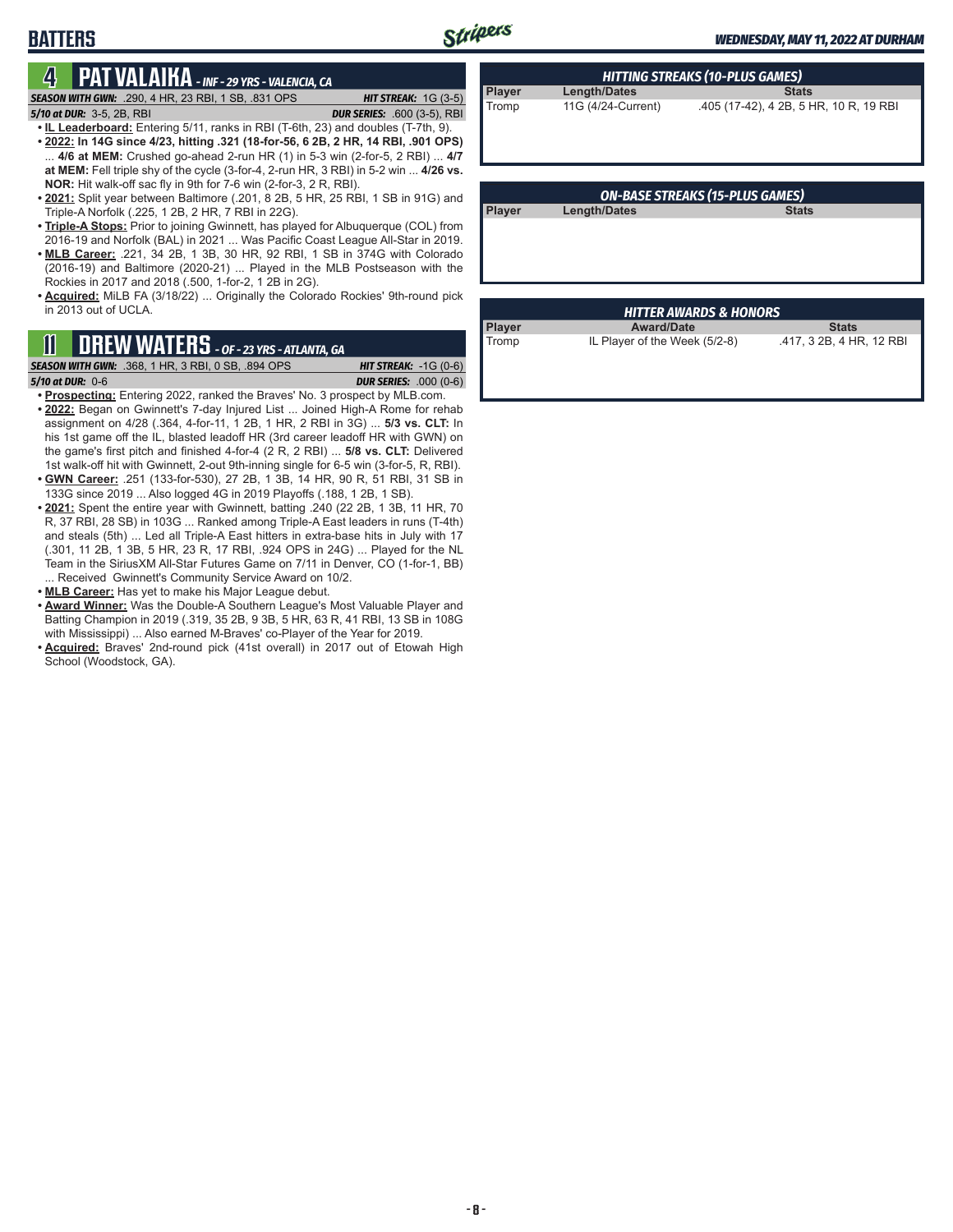## BATTERS

### 4 PAT VALAIKA - INF - 29 YRS - VALENCIA, CA

**SEASON WITH GWN:** .290, 4 HR, 23 RBI, 1 SB, .831 OPS — **HIT STREAK:** 1G (3-5)
**5/10 at DUR:** 3-5, 2B, RBI — **DUR SERIES:** .600 (3-5), RBI

- **IL Leaderboard:** Entering 5/11, ranks in RBI (T-6th, 23) and doubles (T-7th, 9).
- **2022: In 14G since 4/23, hitting .321 (18-for-56, 6 2B, 2 HR, 14 RBI, .901 OPS)** ... **4/6 at MEM:** Crushed go-ahead 2-run HR (1) in 5-3 win (2-for-5, 2 RBI) ... **4/7 at MEM:** Fell triple shy of the cycle (3-for-4, 2-run HR, 3 RBI) in 5-2 win ... **4/26 vs. NOR:** Hit walk-off sac fly in 9th for 7-6 win (2-for-3, 2 R, RBI).
- **2021:** Split year between Baltimore (.201, 8 2B, 5 HR, 25 RBI, 1 SB in 91G) and Triple-A Norfolk (.225, 1 2B, 2 HR, 7 RBI in 22G).
- **Triple-A Stops:** Prior to joining Gwinnett, has played for Albuquerque (COL) from 2016-19 and Norfolk (BAL) in 2021 ... Was Pacific Coast League All-Star in 2019.
- **MLB Career:** .221, 34 2B, 1 3B, 30 HR, 92 RBI, 1 SB in 374G with Colorado (2016-19) and Baltimore (2020-21) ... Played in the MLB Postseason with the Rockies in 2017 and 2018 (.500, 1-for-2, 1 2B in 2G).
- **Acquired:** MiLB FA (3/18/22) ... Originally the Colorado Rockies' 9th-round pick in 2013 out of UCLA.

### 11 DREW WATERS - OF - 23 YRS - ATLANTA, GA

**SEASON WITH GWN:** .368, 1 HR, 3 RBI, 0 SB, .894 OPS — **HIT STREAK:** -1G (0-6)
**5/10 at DUR:** 0-6 — **DUR SERIES:** .000 (0-6)

- **Prospecting:** Entering 2022, ranked the Braves' No. 3 prospect by MLB.com.
- **2022:** Began on Gwinnett's 7-day Injured List ... Joined High-A Rome for rehab assignment on 4/28 (.364, 4-for-11, 1 2B, 1 HR, 2 RBI in 3G) ... **5/3 vs. CLT:** In his 1st game off the IL, blasted leadoff HR (3rd career leadoff HR with GWN) on the game's first pitch and finished 4-for-4 (2 R, 2 RBI) ... **5/8 vs. CLT:** Delivered 1st walk-off hit with Gwinnett, 2-out 9th-inning single for 6-5 win (3-for-5, R, RBI).
- **GWN Career:** .251 (133-for-530), 27 2B, 1 3B, 14 HR, 90 R, 51 RBI, 31 SB in 133G since 2019 ... Also logged 4G in 2019 Playoffs (.188, 1 2B, 1 SB).
- **2021:** Spent the entire year with Gwinnett, batting .240 (22 2B, 1 3B, 11 HR, 70 R, 37 RBI, 28 SB) in 103G ... Ranked among Triple-A East leaders in runs (T-4th) and steals (5th) ... Led all Triple-A East hitters in extra-base hits in July with 17 (.301, 11 2B, 1 3B, 5 HR, 23 R, 17 RBI, .924 OPS in 24G) ... Played for the NL Team in the SiriusXM All-Star Futures Game on 7/11 in Denver, CO (1-for-1, BB) ... Received Gwinnett's Community Service Award on 10/2.
- **MLB Career:** Has yet to make his Major League debut.
- **Award Winner:** Was the Double-A Southern League's Most Valuable Player and Batting Champion in 2019 (.319, 35 2B, 9 3B, 5 HR, 63 R, 41 RBI, 13 SB in 108G with Mississippi) ... Also earned M-Braves' co-Player of the Year for 2019.
- **Acquired:** Braves' 2nd-round pick (41st overall) in 2017 out of Etowah High School (Woodstock, GA).

### HITTING STREAKS (10-PLUS GAMES)

| Player | Length/Dates | Stats |
|---|---|---|
| Tromp | 11G (4/24-Current) | .405 (17-42), 4 2B, 5 HR, 10 R, 19 RBI |

### ON-BASE STREAKS (15-PLUS GAMES)

| Player | Length/Dates | Stats |
|---|---|---|

### HITTER AWARDS & HONORS

| Player | Award/Date | Stats |
|---|---|---|
| Tromp | IL Player of the Week (5/2-8) | .417, 3 2B, 4 HR, 12 RBI |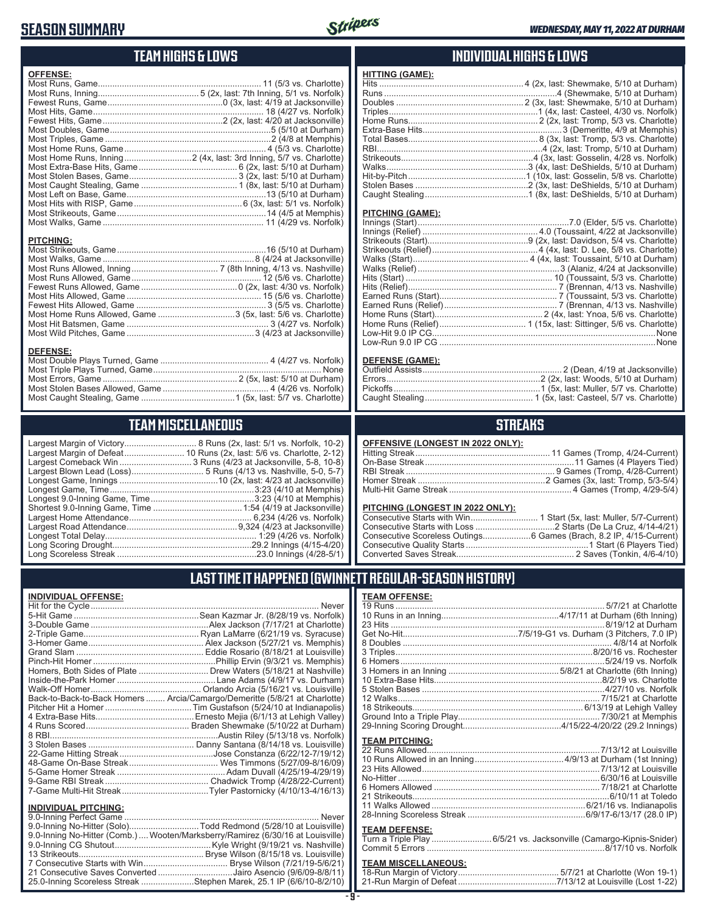# SEASON SUMMARY

*WEDNESDAY, MAY 11, 2022 AT DURHAM*

## TEAM HIGHS & LOWS

**OFFENSE:**

| | |
|---|---|
| Most Runs, Game | 11 (5/3 vs. Charlotte) |
| Most Runs, Inning | 5 (2x, last: 7th Inning, 5/1 vs. Norfolk) |
| Fewest Runs, Game | 0 (3x, last: 4/19 at Jacksonville) |
| Most Hits, Game | 18 (4/27 vs. Norfolk) |
| Fewest Hits, Game | 2 (2x, last: 4/20 at Jacksonville) |
| Most Doubles, Game | 5 (5/10 at Durham) |
| Most Triples, Game | 2 (4/8 at Memphis) |
| Most Home Runs, Game | 4 (5/3 vs. Charlotte) |
| Most Home Runs, Inning | 2 (4x, last: 3rd Inning, 5/7 vs. Charlotte) |
| Most Extra-Base Hits, Game | 6 (2x, last: 5/10 at Durham) |
| Most Stolen Bases, Game | 3 (2x, last: 5/10 at Durham) |
| Most Caught Stealing, Game | 1 (8x, last: 5/10 at Durham) |
| Most Left on Base, Game | 13 (5/10 at Durham) |
| Most Hits with RISP, Game | 6 (3x, last: 5/1 vs. Norfolk) |
| Most Strikeouts, Game | 14 (4/5 at Memphis) |
| Most Walks, Game | 11 (4/29 vs. Norfolk) |

**PITCHING:**

| | |
|---|---|
| Most Strikeouts, Game | 16 (5/10 at Durham) |
| Most Walks, Game | 8 (4/24 at Jacksonville) |
| Most Runs Allowed, Inning | 7 (8th Inning, 4/13 vs. Nashville) |
| Most Runs Allowed, Game | 12 (5/6 vs. Charlotte) |
| Fewest Runs Allowed, Game | 0 (2x, last: 4/30 vs. Norfolk) |
| Most Hits Allowed, Game | 15 (5/6 vs. Charlotte) |
| Fewest Hits Allowed, Game | 3 (5/5 vs. Charlotte) |
| Most Home Runs Allowed, Game | 3 (5x, last: 5/6 vs. Charlotte) |
| Most Hit Batsmen, Game | 3 (4/27 vs. Norfolk) |
| Most Wild Pitches, Game | 3 (4/23 at Jacksonville) |

**DEFENSE:**

| | |
|---|---|
| Most Double Plays Turned, Game | 4 (4/27 vs. Norfolk) |
| Most Triple Plays Turned, Game | None |
| Most Errors, Game | 2 (5x, last: 5/10 at Durham) |
| Most Stolen Bases Allowed, Game | 4 (4/26 vs. Norfolk) |
| Most Caught Stealing, Game | 1 (5x, last: 5/7 vs. Charlotte) |

## INDIVIDUAL HIGHS & LOWS

**HITTING (GAME):**

| | |
|---|---|
| Hits | 4 (2x, last: Shewmake, 5/10 at Durham) |
| Runs | 4 (Shewmake, 5/10 at Durham) |
| Doubles | 2 (3x, last: Shewmake, 5/10 at Durham) |
| Triples | 1 (4x, last: Casteel, 4/30 vs. Norfolk) |
| Home Runs | 2 (2x, last: Tromp, 5/3 vs. Charlotte) |
| Extra-Base Hits | 3 (Demeritte, 4/9 at Memphis) |
| Total Bases | 8 (3x, last: Tromp, 5/3 vs. Charlotte) |
| RBI | 4 (2x, last: Tromp, 5/10 at Durham) |
| Strikeouts | 4 (3x, last: Gosselin, 4/28 vs. Norfolk) |
| Walks | 3 (4x, last: DeShields, 5/10 at Durham) |
| Hit-by-Pitch | 1 (10x, last: Gosselin, 5/8 vs. Charlotte) |
| Stolen Bases | 2 (3x, last: DeShields, 5/10 at Durham) |
| Caught Stealing | 1 (8x, last: DeShields, 5/10 at Durham) |

**PITCHING (GAME):**

| | |
|---|---|
| Innings (Start) | 7.0 (Elder, 5/5 vs. Charlotte) |
| Innings (Relief) | 4.0 (Toussaint, 4/22 at Jacksonville) |
| Strikeouts (Start) | 9 (2x, last: Davidson, 5/4 vs. Charlotte) |
| Strikeouts (Relief) | 4 (4x, last: D. Lee, 5/8 vs. Charlotte) |
| Walks (Start) | 4 (4x, last: Toussaint, 5/10 at Durham) |
| Walks (Relief) | 3 (Alaniz, 4/24 at Jacksonville) |
| Hits (Start) | 10 (Toussaint, 5/3 vs. Charlotte) |
| Hits (Relief) | 7 (Brennan, 4/13 vs. Nashville) |
| Earned Runs (Start) | 7 (Toussaint, 5/3 vs. Charlotte) |
| Earned Runs (Relief) | 7 (Brennan, 4/13 vs. Nashville) |
| Home Runs (Start) | 2 (4x, last: Ynoa, 5/6 vs. Charlotte) |
| Home Runs (Relief) | 1 (15x, last: Sittinger, 5/6 vs. Charlotte) |
| Low-Hit 9.0 IP CG | None |
| Low-Run 9.0 IP CG | None |

**DEFENSE (GAME):**

| | |
|---|---|
| Outfield Assists | 2 (Dean, 4/19 at Jacksonville) |
| Errors | 2 (2x, last: Woods, 5/10 at Durham) |
| Pickoffs | 1 (5x, last: Muller, 5/7 vs. Charlotte) |
| Caught Stealing | 1 (5x, last: Casteel, 5/7 vs. Charlotte) |

## TEAM MISCELLANEOUS

| | |
|---|---|
| Largest Margin of Victory | 8 Runs (2x, last: 5/1 vs. Norfolk, 10-2) |
| Largest Margin of Defeat | 10 Runs (2x, last: 5/6 vs. Charlotte, 2-12) |
| Largest Comeback Win | 3 Runs (4/23 at Jacksonville, 5-8, 10-8) |
| Largest Blown Lead (Loss) | 5 Runs (4/13 vs. Nashville, 5-0, 5-7) |
| Longest Game, Innings | 10 (2x, last: 4/23 at Jacksonville) |
| Longest Game, Time | 3:23 (4/10 at Memphis) |
| Longest 9.0-Inning Game, Time | 3:23 (4/10 at Memphis) |
| Shortest 9.0-Inning Game, Time | 1:54 (4/19 at Jacksonville) |
| Largest Home Attendance | 6,234 (4/26 vs. Norfolk) |
| Largest Road Attendance | 9,324 (4/23 at Jacksonville) |
| Longest Total Delay | 1:29 (4/26 vs. Norfolk) |
| Long Scoring Drought | 29.2 Innings (4/15-4/20) |
| Long Scoreless Streak | 23.0 Innings (4/28-5/1) |

## STREAKS

**OFFENSIVE (LONGEST IN 2022 ONLY):**

| | |
|---|---|
| Hitting Streak | 11 Games (Tromp, 4/24-Current) |
| On-Base Streak | 11 Games (4 Players Tied) |
| RBI Streak | 9 Games (Tromp, 4/28-Current) |
| Homer Streak | 2 Games (3x, last: Tromp, 5/3-5/4) |
| Multi-Hit Game Streak | 4 Games (Tromp, 4/29-5/4) |

**PITCHING (LONGEST IN 2022 ONLY):**

| | |
|---|---|
| Consecutive Starts with Win | 1 Start (5x, last: Muller, 5/7-Current) |
| Consecutive Starts with Loss | 2 Starts (De La Cruz, 4/14-4/21) |
| Consecutive Scoreless Outings | 6 Games (Brach, 8.2 IP, 4/15-Current) |
| Consecutive Quality Starts | 1 Start (6 Players Tied) |
| Converted Saves Streak | 2 Saves (Tonkin, 4/6-4/10) |

## LAST TIME IT HAPPENED (GWINNETT REGULAR-SEASON HISTORY)

**INDIVIDUAL OFFENSE:**

| | |
|---|---|
| Hit for the Cycle | Never |
| 5-Hit Game | Sean Kazmar Jr. (8/28/19 vs. Norfolk) |
| 3-Double Game | Alex Jackson (7/17/21 at Charlotte) |
| 2-Triple Game | Ryan LaMarre (6/21/19 vs. Syracuse) |
| 3-Homer Game | Alex Jackson (5/27/21 vs. Memphis) |
| Grand Slam | Eddie Rosario (8/18/21 at Louisville) |
| Pinch-Hit Homer | Phillip Ervin (9/3/21 vs. Memphis) |
| Homers, Both Sides of Plate | Drew Waters (5/18/21 at Nashville) |
| Inside-the-Park Homer | Lane Adams (4/9/17 vs. Durham) |
| Walk-Off Homer | Orlando Arcia (5/16/21 vs. Louisville) |
| Back-to-Back-to-Back Homers | Arcia/Camargo/Demeritte (5/8/21 at Charlotte) |
| Pitcher Hit a Homer | Tim Gustafson (5/24/10 at Indianapolis) |
| 4 Extra-Base Hits | Ernesto Mejia (6/1/13 at Lehigh Valley) |
| 4 Runs Scored | Braden Shewmake (5/10/22 at Durham) |
| 8 RBI | Austin Riley (5/13/18 vs. Norfolk) |
| 3 Stolen Bases | Danny Santana (8/14/18 vs. Louisville) |
| 22-Game Hitting Streak | Jose Constanza (6/22/12-7/19/12) |
| 48-Game On-Base Streak | Wes Timmons (5/27/09-6/16/09) |
| 5-Game Homer Streak | Adam Duvall (4/25/19-4/29/19) |
| 9-Game RBI Streak | Chadwick Tromp (4/28/22-Current) |
| 7-Game Multi-Hit Streak | Tyler Pastornicky (4/10/13-4/16/13) |

**INDIVIDUAL PITCHING:**

| | |
|---|---|
| 9.0-Inning Perfect Game | Never |
| 9.0-Inning No-Hitter (Solo) | Todd Redmond (5/28/10 at Louisville) |
| 9.0-Inning No-Hitter (Comb.) | Wooten/Marksberry/Ramirez (6/30/16 at Louisville) |
| 9.0-Inning CG Shutout | Kyle Wright (9/19/21 vs. Nashville) |
| 13 Strikeouts | Bryse Wilson (8/15/18 vs. Louisville) |
| 7 Consecutive Starts with Win | Bryse Wilson (7/21/19-5/6/21) |
| 21 Consecutive Saves Converted | Jairo Asencio (9/6/09-8/8/11) |
| 25.0-Inning Scoreless Streak | Stephen Marek, 25.1 IP (6/6/10-8/2/10) |

**TEAM OFFENSE:**

| | |
|---|---|
| 19 Runs | 5/7/21 at Charlotte |
| 10 Runs in an Inning | 4/17/11 at Durham (6th Inning) |
| 23 Hits | 8/19/12 at Durham |
| Get No-Hit | 7/5/19-G1 vs. Durham (3 Pitchers, 7.0 IP) |
| 8 Doubles | 4/8/14 at Norfolk |
| 3 Triples | 8/20/16 vs. Rochester |
| 6 Homers | 5/24/19 vs. Norfolk |
| 3 Homers in an Inning | 5/8/21 at Charlotte (6th Inning) |
| 10 Extra-Base Hits | 8/2/19 vs. Charlotte |
| 5 Stolen Bases | 4/27/10 vs. Norfolk |
| 12 Walks | 7/15/21 at Charlotte |
| 18 Strikeouts | 6/13/19 at Lehigh Valley |
| Ground Into a Triple Play | 7/30/21 at Memphis |
| 29-Inning Scoring Drought | 4/15/22-4/20/22 (29.2 Innings) |

**TEAM PITCHING:**

| | |
|---|---|
| 22 Runs Allowed | 7/13/12 at Louisville |
| 10 Runs Allowed in an Inning | 4/9/13 at Durham (1st Inning) |
| 23 Hits Allowed | 7/13/12 at Louisville |
| No-Hitter | 6/30/16 at Louisville |
| 6 Homers Allowed | 7/18/21 at Charlotte |
| 21 Strikeouts | 6/10/11 at Toledo |
| 11 Walks Allowed | 6/21/16 vs. Indianapolis |
| 28-Inning Scoreless Streak | 6/9/17-6/13/17 (28.0 IP) |

**TEAM DEFENSE:**

| | |
|---|---|
| Turn a Triple Play | 6/5/21 vs. Jacksonville (Camargo-Kipnis-Snider) |
| Commit 5 Errors | 8/17/10 vs. Norfolk |

**TEAM MISCELLANEOUS:**

| | |
|---|---|
| 18-Run Margin of Victory | 5/7/21 at Charlotte (Won 19-1) |
| 21-Run Margin of Defeat | 7/13/12 at Louisville (Lost 1-22) |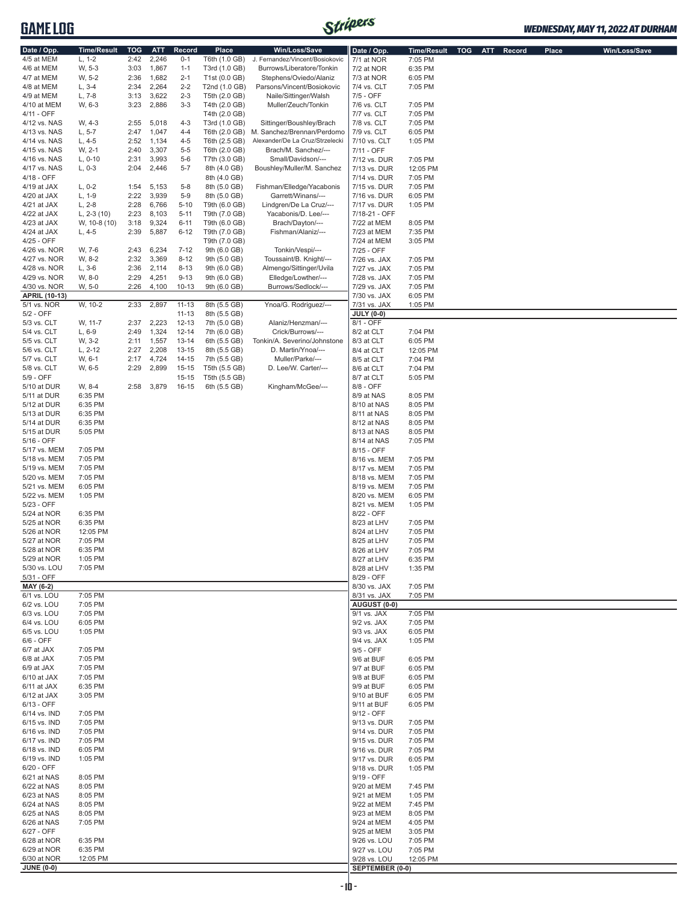# GAME LOG

**WEDNESDAY, MAY 11, 2022 AT DURHAM**

| Date / Opp. | Time/Result | TOG | ATT | Record | Place | Win/Loss/Save |
|---|---|---|---|---|---|---|
| 4/5 at MEM | L, 1-2 | 2:42 | 2,246 | 0-1 | T6th (1.0 GB) | J. Fernandez/Vincent/Bosiokovic |
| 4/6 at MEM | W, 5-3 | 3:03 | 1,867 | 1-1 | T3rd (1.0 GB) | Burrows/Liberatore/Tonkin |
| 4/7 at MEM | W, 5-2 | 2:36 | 1,682 | 2-1 | T1st (0.0 GB) | Stephens/Oviedo/Alaniz |
| 4/8 at MEM | L, 3-4 | 2:34 | 2,264 | 2-2 | T2nd (1.0 GB) | Parsons/Vincent/Bosiokovic |
| 4/9 at MEM | L, 7-8 | 3:13 | 3,622 | 2-3 | T5th (2.0 GB) | Naile/Sittinger/Walsh |
| 4/10 at MEM | W, 6-3 | 3:23 | 2,886 | 3-3 | T4th (2.0 GB) | Muller/Zeuch/Tonkin |
| 4/11 - OFF | | | | | T4th (2.0 GB) | |
| 4/12 vs. NAS | W, 4-3 | 2:55 | 5,018 | 4-3 | T3rd (1.0 GB) | Sittinger/Boushley/Brach |
| 4/13 vs. NAS | L, 5-7 | 2:47 | 1,047 | 4-4 | T6th (2.0 GB) | M. Sanchez/Brennan/Perdomo |
| 4/14 vs. NAS | L, 4-5 | 2:52 | 1,134 | 4-5 | T6th (2.5 GB) | Alexander/De La Cruz/Strzelecki |
| 4/15 vs. NAS | W, 2-1 | 2:40 | 3,307 | 5-5 | T6th (2.0 GB) | Brach/M. Sanchez/--- |
| 4/16 vs. NAS | L, 0-10 | 2:31 | 3,993 | 5-6 | T7th (3.0 GB) | Small/Davidson/--- |
| 4/17 vs. NAS | L, 0-3 | 2:04 | 2,446 | 5-7 | 8th (4.0 GB) | Boushley/Muller/M. Sanchez |
| 4/18 - OFF | | | | | 8th (4.0 GB) | |
| 4/19 at JAX | L, 0-2 | 1:54 | 5,153 | 5-8 | 8th (5.0 GB) | Fishman/Elledge/Yacabonis |
| 4/20 at JAX | L, 1-9 | 2:22 | 3,939 | 5-9 | 8th (5.0 GB) | Garrett/Winans/--- |
| 4/21 at JAX | L, 2-8 | 2:28 | 6,766 | 5-10 | T9th (6.0 GB) | Lindgren/De La Cruz/--- |
| 4/22 at JAX | L, 2-3 (10) | 2:23 | 8,103 | 5-11 | T9th (7.0 GB) | Yacabonis/D. Lee/--- |
| 4/23 at JAX | W, 10-8 (10) | 3:18 | 9,324 | 6-11 | T9th (6.0 GB) | Brach/Dayton/--- |
| 4/24 at JAX | L, 4-5 | 2:39 | 5,887 | 6-12 | T9th (7.0 GB) | Fishman/Alaniz/--- |
| 4/25 - OFF | | | | | T9th (7.0 GB) | |
| 4/26 vs. NOR | W, 7-6 | 2:43 | 6,234 | 7-12 | 9th (6.0 GB) | Tonkin/Vespi/--- |
| 4/27 vs. NOR | W, 8-2 | 2:32 | 3,369 | 8-12 | 9th (5.0 GB) | Toussaint/B. Knight/--- |
| 4/28 vs. NOR | L, 3-6 | 2:36 | 2,114 | 8-13 | 9th (6.0 GB) | Almengo/Sittinger/Uvila |
| 4/29 vs. NOR | W, 8-0 | 2:29 | 4,251 | 9-13 | 9th (6.0 GB) | Elledge/Lowther/--- |
| 4/30 vs. NOR | W, 5-0 | 2:26 | 4,100 | 10-13 | 9th (6.0 GB) | Burrows/Sedlock/--- |
| **APRIL (10-13)** | | | | | | |
| 5/1 vs. NOR | W, 10-2 | 2:33 | 2,897 | 11-13 | 8th (5.5 GB) | Ynoa/G. Rodriguez/--- |
| 5/2 - OFF | | | | 11-13 | 8th (5.5 GB) | |
| 5/3 vs. CLT | W, 11-7 | 2:37 | 2,223 | 12-13 | 7th (5.0 GB) | Alaniz/Henzman/--- |
| 5/4 vs. CLT | L, 6-9 | 2:49 | 1,324 | 12-14 | 7th (6.0 GB) | Crick/Burrows/--- |
| 5/5 vs. CLT | W, 3-2 | 2:11 | 1,557 | 13-14 | 6th (5.5 GB) | Tonkin/A. Severino/Johnstone |
| 5/6 vs. CLT | L, 2-12 | 2:27 | 2,208 | 13-15 | 8th (5.5 GB) | D. Martin/Ynoa/--- |
| 5/7 vs. CLT | W, 6-1 | 2:17 | 4,724 | 14-15 | 7th (5.5 GB) | Muller/Parke/--- |
| 5/8 vs. CLT | W, 6-5 | 2:29 | 2,899 | 15-15 | T5th (5.5 GB) | D. Lee/W. Carter/--- |
| 5/9 - OFF | | | | 15-15 | T5th (5.5 GB) | |
| 5/10 at DUR | W, 8-4 | 2:58 | 3,879 | 16-15 | 6th (5.5 GB) | Kingham/McGee/--- |
| 5/11 at DUR | 6:35 PM | | | | | |
| 5/12 at DUR | 6:35 PM | | | | | |
| 5/13 at DUR | 6:35 PM | | | | | |
| 5/14 at DUR | 6:35 PM | | | | | |
| 5/15 at DUR | 5:05 PM | | | | | |
| 5/16 - OFF | | | | | | |
| 5/17 vs. MEM | 7:05 PM | | | | | |
| 5/18 vs. MEM | 7:05 PM | | | | | |
| 5/19 vs. MEM | 7:05 PM | | | | | |
| 5/20 vs. MEM | 7:05 PM | | | | | |
| 5/21 vs. MEM | 6:05 PM | | | | | |
| 5/22 vs. MEM | 1:05 PM | | | | | |
| 5/23 - OFF | | | | | | |
| 5/24 at NOR | 6:35 PM | | | | | |
| 5/25 at NOR | 6:35 PM | | | | | |
| 5/26 at NOR | 12:05 PM | | | | | |
| 5/27 at NOR | 7:05 PM | | | | | |
| 5/28 at NOR | 6:35 PM | | | | | |
| 5/29 at NOR | 1:05 PM | | | | | |
| 5/30 vs. LOU | 7:05 PM | | | | | |
| 5/31 - OFF | | | | | | |
| **MAY (6-2)** | | | | | | |
| 6/1 vs. LOU | 7:05 PM | | | | | |
| 6/2 vs. LOU | 7:05 PM | | | | | |
| 6/3 vs. LOU | 7:05 PM | | | | | |
| 6/4 vs. LOU | 6:05 PM | | | | | |
| 6/5 vs. LOU | 1:05 PM | | | | | |
| 6/6 - OFF | | | | | | |
| 6/7 at JAX | 7:05 PM | | | | | |
| 6/8 at JAX | 7:05 PM | | | | | |
| 6/9 at JAX | 7:05 PM | | | | | |
| 6/10 at JAX | 7:05 PM | | | | | |
| 6/11 at JAX | 6:35 PM | | | | | |
| 6/12 at JAX | 3:05 PM | | | | | |
| 6/13 - OFF | | | | | | |
| 6/14 vs. IND | 7:05 PM | | | | | |
| 6/15 vs. IND | 7:05 PM | | | | | |
| 6/16 vs. IND | 7:05 PM | | | | | |
| 6/17 vs. IND | 7:05 PM | | | | | |
| 6/18 vs. IND | 6:05 PM | | | | | |
| 6/19 vs. IND | 1:05 PM | | | | | |
| 6/20 - OFF | | | | | | |
| 6/21 at NAS | 8:05 PM | | | | | |
| 6/22 at NAS | 8:05 PM | | | | | |
| 6/23 at NAS | 8:05 PM | | | | | |
| 6/24 at NAS | 8:05 PM | | | | | |
| 6/25 at NAS | 8:05 PM | | | | | |
| 6/26 at NAS | 7:05 PM | | | | | |
| 6/27 - OFF | | | | | | |
| 6/28 at NOR | 6:35 PM | | | | | |
| 6/29 at NOR | 6:35 PM | | | | | |
| 6/30 at NOR | 12:05 PM | | | | | |
| **JUNE (0-0)** | | | | | | |

| Date / Opp. | Time/Result | TOG | ATT | Record | Place | Win/Loss/Save |
|---|---|---|---|---|---|---|
| 7/1 at NOR | 7:05 PM | | | | | |
| 7/2 at NOR | 6:35 PM | | | | | |
| 7/3 at NOR | 6:05 PM | | | | | |
| 7/4 vs. CLT | 7:05 PM | | | | | |
| 7/5 - OFF | | | | | | |
| 7/6 vs. CLT | 7:05 PM | | | | | |
| 7/7 vs. CLT | 7:05 PM | | | | | |
| 7/8 vs. CLT | 7:05 PM | | | | | |
| 7/9 vs. CLT | 6:05 PM | | | | | |
| 7/10 vs. CLT | 1:05 PM | | | | | |
| 7/11 - OFF | | | | | | |
| 7/12 vs. DUR | 7:05 PM | | | | | |
| 7/13 vs. DUR | 12:05 PM | | | | | |
| 7/14 vs. DUR | 7:05 PM | | | | | |
| 7/15 vs. DUR | 7:05 PM | | | | | |
| 7/16 vs. DUR | 6:05 PM | | | | | |
| 7/17 vs. DUR | 1:05 PM | | | | | |
| 7/18-21 - OFF | | | | | | |
| 7/22 at MEM | 8:05 PM | | | | | |
| 7/23 at MEM | 7:35 PM | | | | | |
| 7/24 at MEM | 3:05 PM | | | | | |
| 7/25 - OFF | | | | | | |
| 7/26 vs. JAX | 7:05 PM | | | | | |
| 7/27 vs. JAX | 7:05 PM | | | | | |
| 7/28 vs. JAX | 7:05 PM | | | | | |
| 7/29 vs. JAX | 7:05 PM | | | | | |
| 7/30 vs. JAX | 6:05 PM | | | | | |
| 7/31 vs. JAX | 1:05 PM | | | | | |
| **JULY (0-0)** | | | | | | |
| 8/1 - OFF | | | | | | |
| 8/2 at CLT | 7:04 PM | | | | | |
| 8/3 at CLT | 6:05 PM | | | | | |
| 8/4 at CLT | 12:05 PM | | | | | |
| 8/5 at CLT | 7:04 PM | | | | | |
| 8/6 at CLT | 7:04 PM | | | | | |
| 8/7 at CLT | 5:05 PM | | | | | |
| 8/8 - OFF | | | | | | |
| 8/9 at NAS | 8:05 PM | | | | | |
| 8/10 at NAS | 8:05 PM | | | | | |
| 8/11 at NAS | 8:05 PM | | | | | |
| 8/12 at NAS | 8:05 PM | | | | | |
| 8/13 at NAS | 8:05 PM | | | | | |
| 8/14 at NAS | 7:05 PM | | | | | |
| 8/15 - OFF | | | | | | |
| 8/16 vs. MEM | 7:05 PM | | | | | |
| 8/17 vs. MEM | 7:05 PM | | | | | |
| 8/18 vs. MEM | 7:05 PM | | | | | |
| 8/19 vs. MEM | 7:05 PM | | | | | |
| 8/20 vs. MEM | 6:05 PM | | | | | |
| 8/21 vs. MEM | 1:05 PM | | | | | |
| 8/22 - OFF | | | | | | |
| 8/23 at LHV | 7:05 PM | | | | | |
| 8/24 at LHV | 7:05 PM | | | | | |
| 8/25 at LHV | 7:05 PM | | | | | |
| 8/26 at LHV | 7:05 PM | | | | | |
| 8/27 at LHV | 6:35 PM | | | | | |
| 8/28 at LHV | 1:35 PM | | | | | |
| 8/29 - OFF | | | | | | |
| 8/30 vs. JAX | 7:05 PM | | | | | |
| 8/31 vs. JAX | 7:05 PM | | | | | |
| **AUGUST (0-0)** | | | | | | |
| 9/1 vs. JAX | 7:05 PM | | | | | |
| 9/2 vs. JAX | 7:05 PM | | | | | |
| 9/3 vs. JAX | 6:05 PM | | | | | |
| 9/4 vs. JAX | 1:05 PM | | | | | |
| 9/5 - OFF | | | | | | |
| 9/6 at BUF | 6:05 PM | | | | | |
| 9/7 at BUF | 6:05 PM | | | | | |
| 9/8 at BUF | 6:05 PM | | | | | |
| 9/9 at BUF | 6:05 PM | | | | | |
| 9/10 at BUF | 6:05 PM | | | | | |
| 9/11 at BUF | 6:05 PM | | | | | |
| 9/12 - OFF | | | | | | |
| 9/13 vs. DUR | 7:05 PM | | | | | |
| 9/14 vs. DUR | 7:05 PM | | | | | |
| 9/15 vs. DUR | 7:05 PM | | | | | |
| 9/16 vs. DUR | 7:05 PM | | | | | |
| 9/17 vs. DUR | 6:05 PM | | | | | |
| 9/18 vs. DUR | 1:05 PM | | | | | |
| 9/19 - OFF | | | | | | |
| 9/20 at MEM | 7:45 PM | | | | | |
| 9/21 at MEM | 1:05 PM | | | | | |
| 9/22 at MEM | 7:45 PM | | | | | |
| 9/23 at MEM | 8:05 PM | | | | | |
| 9/24 at MEM | 4:05 PM | | | | | |
| 9/25 at MEM | 3:05 PM | | | | | |
| 9/26 vs. LOU | 7:05 PM | | | | | |
| 9/27 vs. LOU | 7:05 PM | | | | | |
| 9/28 vs. LOU | 12:05 PM | | | | | |
| **SEPTEMBER (0-0)** | | | | | | |